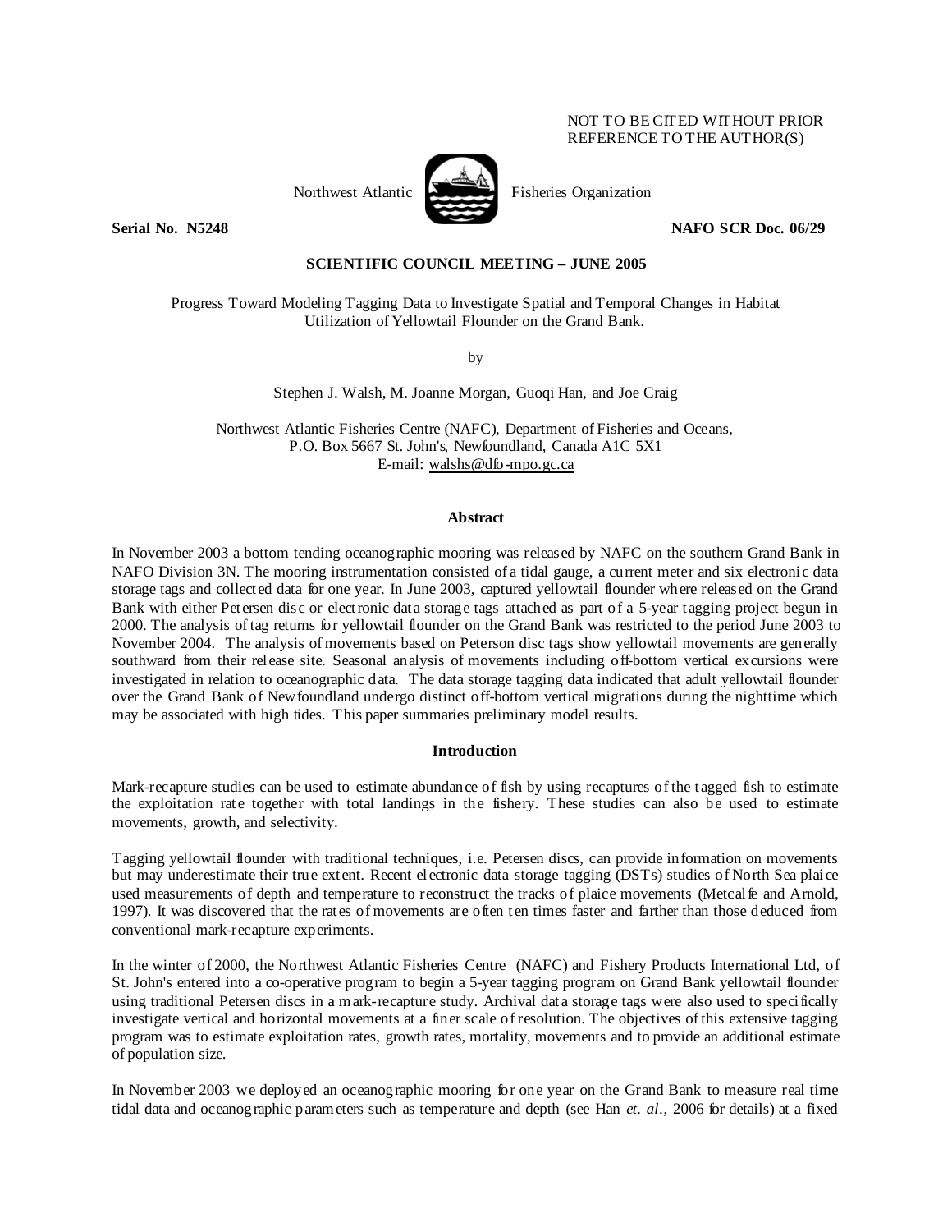NOT TO BE CITED WITHOUT PRIOR REFERENCE TO THE AUTHOR(S)

Northwest Atlantic Fisheries Organization

**Serial No. N5248** **NAFO SCR Doc. 06/29**

**SCIENTIFIC COUNCIL MEETING – JUNE 2005**

Progress Toward Modeling Tagging Data to Investigate Spatial and Temporal Changes in Habitat Utilization of Yellowtail Flounder on the Grand Bank.

by

Stephen J. Walsh, M. Joanne Morgan, Guoqi Han, and Joe Craig

Northwest Atlantic Fisheries Centre (NAFC), Department of Fisheries and Oceans, P.O. Box 5667 St. John's, Newfoundland, Canada A1C 5X1
E-mail: walshs@dfo-mpo.gc.ca

## Abstract

In November 2003 a bottom tending oceanographic mooring was released by NAFC on the southern Grand Bank in NAFO Division 3N. The mooring instrumentation consisted of a tidal gauge, a current meter and six electronic data storage tags and collected data for one year. In June 2003, captured yellowtail flounder where released on the Grand Bank with either Petersen disc or electronic data storage tags attached as part of a 5-year tagging project begun in 2000. The analysis of tag returns for yellowtail flounder on the Grand Bank was restricted to the period June 2003 to November 2004. The analysis of movements based on Peterson disc tags show yellowtail movements are generally southward from their release site. Seasonal analysis of movements including off-bottom vertical excursions were investigated in relation to oceanographic data. The data storage tagging data indicated that adult yellowtail flounder over the Grand Bank of Newfoundland undergo distinct off-bottom vertical migrations during the nighttime which may be associated with high tides. This paper summaries preliminary model results.

## Introduction

Mark-recapture studies can be used to estimate abundance of fish by using recaptures of the tagged fish to estimate the exploitation rate together with total landings in the fishery. These studies can also be used to estimate movements, growth, and selectivity.

Tagging yellowtail flounder with traditional techniques, i.e. Petersen discs, can provide information on movements but may underestimate their true extent. Recent electronic data storage tagging (DSTs) studies of North Sea plaice used measurements of depth and temperature to reconstruct the tracks of plaice movements (Metcalfe and Arnold, 1997). It was discovered that the rates of movements are often ten times faster and farther than those deduced from conventional mark-recapture experiments.

In the winter of 2000, the Northwest Atlantic Fisheries Centre (NAFC) and Fishery Products International Ltd, of St. John's entered into a co-operative program to begin a 5-year tagging program on Grand Bank yellowtail flounder using traditional Petersen discs in a mark-recapture study. Archival data storage tags were also used to specifically investigate vertical and horizontal movements at a finer scale of resolution. The objectives of this extensive tagging program was to estimate exploitation rates, growth rates, mortality, movements and to provide an additional estimate of population size.

In November 2003 we deployed an oceanographic mooring for one year on the Grand Bank to measure real time tidal data and oceanographic parameters such as temperature and depth (see Han *et. al*., 2006 for details) at a fixed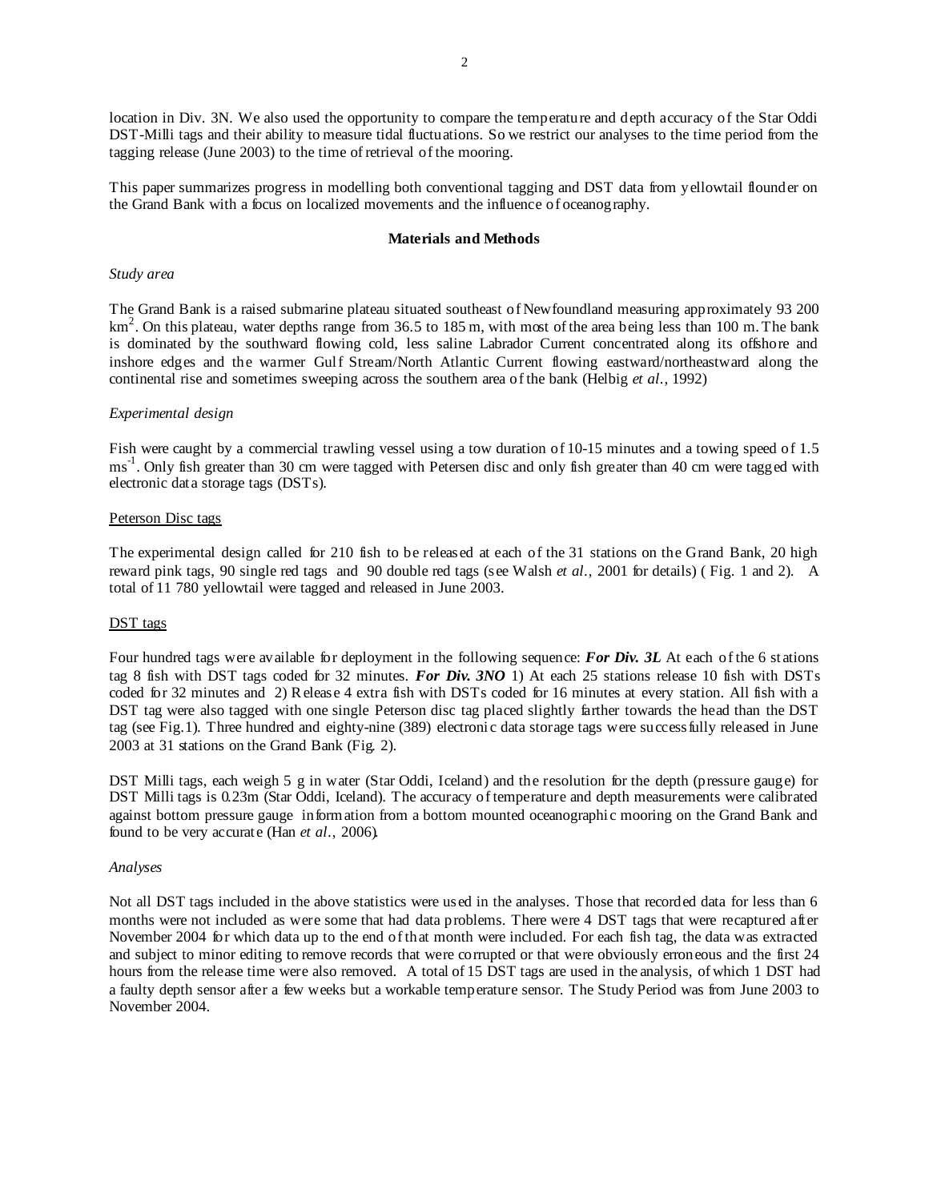location in Div. 3N. We also used the opportunity to compare the temperature and depth accuracy of the Star Oddi DST-Milli tags and their ability to measure tidal fluctuations. So we restrict our analyses to the time period from the tagging release (June 2003) to the time of retrieval of the mooring.

This paper summarizes progress in modelling both conventional tagging and DST data from yellowtail flounder on the Grand Bank with a focus on localized movements and the influence of oceanography.

## Materials and Methods

*Study area*

The Grand Bank is a raised submarine plateau situated southeast of Newfoundland measuring approximately 93 200 $km^2$. On this plateau, water depths range from 36.5 to 185 m, with most of the area being less than 100 m. The bank is dominated by the southward flowing cold, less saline Labrador Current concentrated along its offshore and inshore edges and the warmer Gulf Stream/North Atlantic Current flowing eastward/northeastward along the continental rise and sometimes sweeping across the southern area of the bank (Helbig *et al*., 1992)

*Experimental design*

Fish were caught by a commercial trawling vessel using a tow duration of 10-15 minutes and a towing speed of 1.5 $ms^{-1}$. Only fish greater than 30 cm were tagged with Petersen disc and only fish greater than 40 cm were tagged with electronic data storage tags (DSTs).

Peterson Disc tags

The experimental design called for 210 fish to be released at each of the 31 stations on the Grand Bank, 20 high reward pink tags, 90 single red tags and 90 double red tags (see Walsh *et al*., 2001 for details) ( Fig. 1 and 2). A total of 11 780 yellowtail were tagged and released in June 2003.

DST tags

Four hundred tags were available for deployment in the following sequence: ***For Div. 3L*** At each of the 6 stations tag 8 fish with DST tags coded for 32 minutes. ***For Div. 3NO*** 1) At each 25 stations release 10 fish with DSTs coded for 32 minutes and 2) Release 4 extra fish with DSTs coded for 16 minutes at every station. All fish with a DST tag were also tagged with one single Peterson disc tag placed slightly farther towards the head than the DST tag (see Fig.1). Three hundred and eighty-nine (389) electronic data storage tags were successfully released in June 2003 at 31 stations on the Grand Bank (Fig. 2).

DST Milli tags, each weigh 5 g in water (Star Oddi, Iceland) and the resolution for the depth (pressure gauge) for DST Milli tags is 0.23m (Star Oddi, Iceland). The accuracy of temperature and depth measurements were calibrated against bottom pressure gauge information from a bottom mounted oceanographic mooring on the Grand Bank and found to be very accurate (Han *et al*., 2006).

*Analyses*

Not all DST tags included in the above statistics were used in the analyses. Those that recorded data for less than 6 months were not included as were some that had data problems. There were 4 DST tags that were recaptured after November 2004 for which data up to the end of that month were included. For each fish tag, the data was extracted and subject to minor editing to remove records that were corrupted or that were obviously erroneous and the first 24 hours from the release time were also removed. A total of 15 DST tags are used in the analysis, of which 1 DST had a faulty depth sensor after a few weeks but a workable temperature sensor. The Study Period was from June 2003 to November 2004.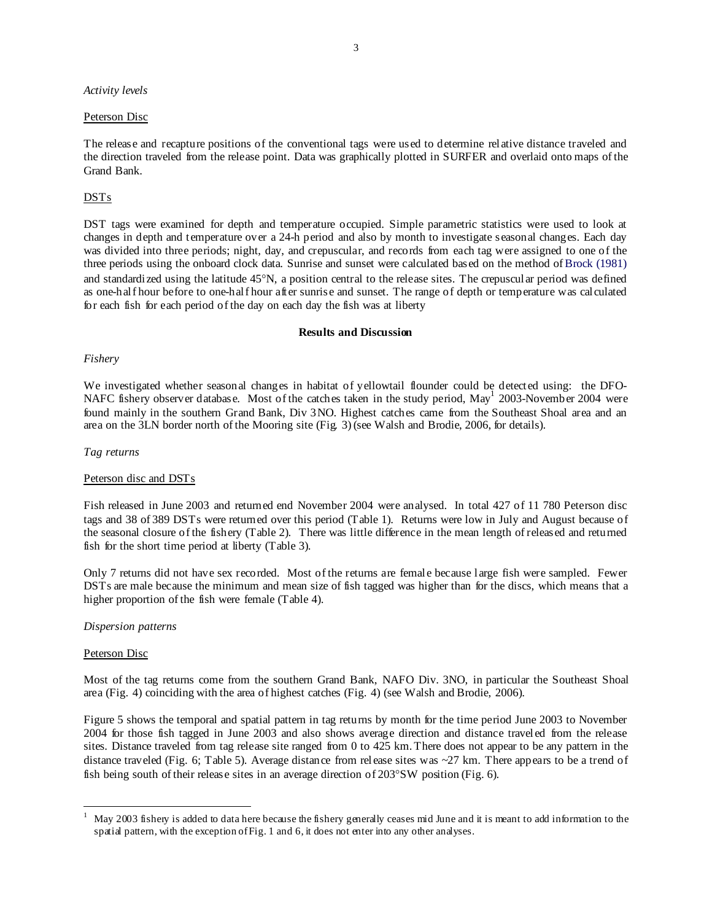*Activity levels*

Peterson Disc

The release and recapture positions of the conventional tags were used to determine relative distance traveled and the direction traveled from the release point. Data was graphically plotted in SURFER and overlaid onto maps of the Grand Bank.

DSTs

DST tags were examined for depth and temperature occupied. Simple parametric statistics were used to look at changes in depth and temperature over a 24-h period and also by month to investigate seasonal changes. Each day was divided into three periods; night, day, and crepuscular, and records from each tag were assigned to one of the three periods using the onboard clock data. Sunrise and sunset were calculated based on the method of Brock (1981) and standardized using the latitude 45°N, a position central to the release sites. The crepuscular period was defined as one-half hour before to one-half hour after sunrise and sunset. The range of depth or temperature was calculated for each fish for each period of the day on each day the fish was at liberty

**Results and Discussion**

*Fishery*

We investigated whether seasonal changes in habitat of yellowtail flounder could be detected using: the DFO-NAFC fishery observer database. Most of the catches taken in the study period, May[1] 2003-November 2004 were found mainly in the southern Grand Bank, Div 3NO. Highest catches came from the Southeast Shoal area and an area on the 3LN border north of the Mooring site (Fig. 3) (see Walsh and Brodie, 2006, for details).

*Tag returns*

Peterson disc and DSTs

Fish released in June 2003 and returned end November 2004 were analysed. In total 427 of 11 780 Peterson disc tags and 38 of 389 DSTs were returned over this period (Table 1). Returns were low in July and August because of the seasonal closure of the fishery (Table 2). There was little difference in the mean length of released and returned fish for the short time period at liberty (Table 3).

Only 7 returns did not have sex recorded. Most of the returns are female because large fish were sampled. Fewer DSTs are male because the minimum and mean size of fish tagged was higher than for the discs, which means that a higher proportion of the fish were female (Table 4).

*Dispersion patterns*

Peterson Disc

Most of the tag returns come from the southern Grand Bank, NAFO Div. 3NO, in particular the Southeast Shoal area (Fig. 4) coinciding with the area of highest catches (Fig. 4) (see Walsh and Brodie, 2006).

Figure 5 shows the temporal and spatial pattern in tag returns by month for the time period June 2003 to November 2004 for those fish tagged in June 2003 and also shows average direction and distance traveled from the release sites. Distance traveled from tag release site ranged from 0 to 425 km. There does not appear to be any pattern in the distance traveled (Fig. 6; Table 5). Average distance from release sites was ~27 km. There appears to be a trend of fish being south of their release sites in an average direction of 203°SW position (Fig. 6).

---

[1] May 2003 fishery is added to data here because the fishery generally ceases mid June and it is meant to add information to the spatial pattern, with the exception of Fig. 1 and 6, it does not enter into any other analyses.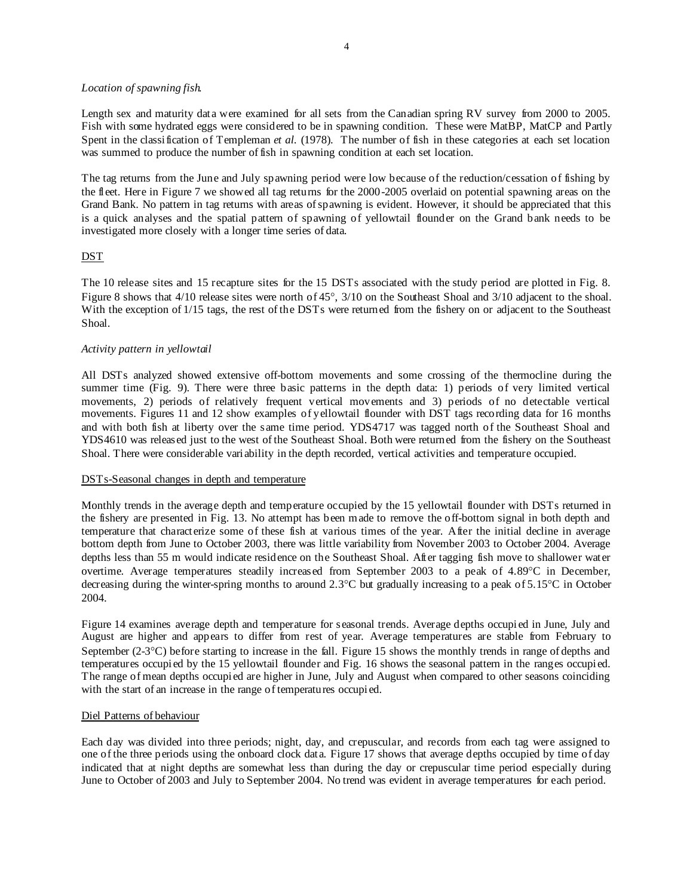*Location of spawning fish.*

Length sex and maturity data were examined for all sets from the Canadian spring RV survey from 2000 to 2005. Fish with some hydrated eggs were considered to be in spawning condition. These were MatBP, MatCP and Partly Spent in the classification of Templeman *et al.* (1978). The number of fish in these categories at each set location was summed to produce the number of fish in spawning condition at each set location.

The tag returns from the June and July spawning period were low because of the reduction/cessation of fishing by the fleet. Here in Figure 7 we showed all tag returns for the 2000-2005 overlaid on potential spawning areas on the Grand Bank. No pattern in tag returns with areas of spawning is evident. However, it should be appreciated that this is a quick analyses and the spatial pattern of spawning of yellowtail flounder on the Grand bank needs to be investigated more closely with a longer time series of data.

DST

The 10 release sites and 15 recapture sites for the 15 DSTs associated with the study period are plotted in Fig. 8. Figure 8 shows that 4/10 release sites were north of 45°, 3/10 on the Southeast Shoal and 3/10 adjacent to the shoal. With the exception of 1/15 tags, the rest of the DSTs were returned from the fishery on or adjacent to the Southeast Shoal.

*Activity pattern in yellowtail*

All DSTs analyzed showed extensive off-bottom movements and some crossing of the thermocline during the summer time (Fig. 9). There were three basic patterns in the depth data: 1) periods of very limited vertical movements, 2) periods of relatively frequent vertical movements and 3) periods of no detectable vertical movements. Figures 11 and 12 show examples of yellowtail flounder with DST tags recording data for 16 months and with both fish at liberty over the same time period. YDS4717 was tagged north of the Southeast Shoal and YDS4610 was released just to the west of the Southeast Shoal. Both were returned from the fishery on the Southeast Shoal. There were considerable variability in the depth recorded, vertical activities and temperature occupied.

DSTs-Seasonal changes in depth and temperature

Monthly trends in the average depth and temperature occupied by the 15 yellowtail flounder with DSTs returned in the fishery are presented in Fig. 13. No attempt has been made to remove the off-bottom signal in both depth and temperature that characterize some of these fish at various times of the year. After the initial decline in average bottom depth from June to October 2003, there was little variability from November 2003 to October 2004. Average depths less than 55 m would indicate residence on the Southeast Shoal. After tagging fish move to shallower water overtime. Average temperatures steadily increased from September 2003 to a peak of 4.89°C in December, decreasing during the winter-spring months to around 2.3°C but gradually increasing to a peak of 5.15°C in October 2004.

Figure 14 examines average depth and temperature for seasonal trends. Average depths occupied in June, July and August are higher and appears to differ from rest of year. Average temperatures are stable from February to September (2-3°C) before starting to increase in the fall. Figure 15 shows the monthly trends in range of depths and temperatures occupied by the 15 yellowtail flounder and Fig. 16 shows the seasonal pattern in the ranges occupied. The range of mean depths occupied are higher in June, July and August when compared to other seasons coinciding with the start of an increase in the range of temperatures occupied.

Diel Patterns of behaviour

Each day was divided into three periods; night, day, and crepuscular, and records from each tag were assigned to one of the three periods using the onboard clock data. Figure 17 shows that average depths occupied by time of day indicated that at night depths are somewhat less than during the day or crepuscular time period especially during June to October of 2003 and July to September 2004. No trend was evident in average temperatures for each period.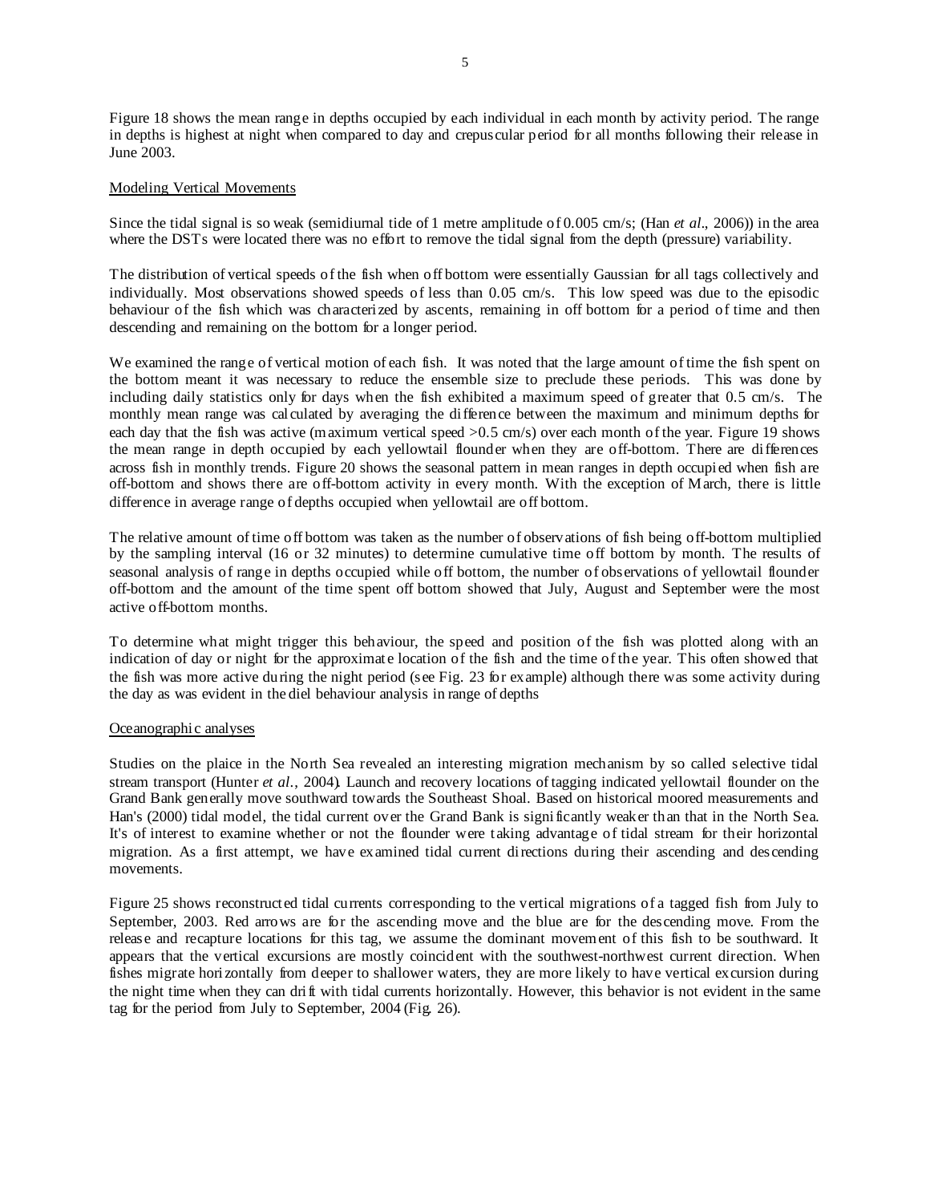Figure 18 shows the mean range in depths occupied by each individual in each month by activity period. The range in depths is highest at night when compared to day and crepuscular period for all months following their release in June 2003.

## Modeling Vertical Movements

Since the tidal signal is so weak (semidiurnal tide of 1 metre amplitude of 0.005 cm/s; (Han *et al*., 2006)) in the area where the DSTs were located there was no effort to remove the tidal signal from the depth (pressure) variability.

The distribution of vertical speeds of the fish when off bottom were essentially Gaussian for all tags collectively and individually. Most observations showed speeds of less than 0.05 cm/s. This low speed was due to the episodic behaviour of the fish which was characterized by ascents, remaining in off bottom for a period of time and then descending and remaining on the bottom for a longer period.

We examined the range of vertical motion of each fish. It was noted that the large amount of time the fish spent on the bottom meant it was necessary to reduce the ensemble size to preclude these periods. This was done by including daily statistics only for days when the fish exhibited a maximum speed of greater that 0.5 cm/s. The monthly mean range was calculated by averaging the difference between the maximum and minimum depths for each day that the fish was active (maximum vertical speed >0.5 cm/s) over each month of the year. Figure 19 shows the mean range in depth occupied by each yellowtail flounder when they are off-bottom. There are differences across fish in monthly trends. Figure 20 shows the seasonal pattern in mean ranges in depth occupied when fish are off-bottom and shows there are off-bottom activity in every month. With the exception of March, there is little difference in average range of depths occupied when yellowtail are off bottom.

The relative amount of time off bottom was taken as the number of observations of fish being off-bottom multiplied by the sampling interval (16 or 32 minutes) to determine cumulative time off bottom by month. The results of seasonal analysis of range in depths occupied while off bottom, the number of observations of yellowtail flounder off-bottom and the amount of the time spent off bottom showed that July, August and September were the most active off-bottom months.

To determine what might trigger this behaviour, the speed and position of the fish was plotted along with an indication of day or night for the approximate location of the fish and the time of the year. This often showed that the fish was more active during the night period (see Fig. 23 for example) although there was some activity during the day as was evident in the diel behaviour analysis in range of depths

## Oceanographic analyses

Studies on the plaice in the North Sea revealed an interesting migration mechanism by so called selective tidal stream transport (Hunter *et al.*, 2004). Launch and recovery locations of tagging indicated yellowtail flounder on the Grand Bank generally move southward towards the Southeast Shoal. Based on historical moored measurements and Han's (2000) tidal model, the tidal current over the Grand Bank is significantly weaker than that in the North Sea. It's of interest to examine whether or not the flounder were taking advantage of tidal stream for their horizontal migration. As a first attempt, we have examined tidal current directions during their ascending and descending movements.

Figure 25 shows reconstructed tidal currents corresponding to the vertical migrations of a tagged fish from July to September, 2003. Red arrows are for the ascending move and the blue are for the descending move. From the release and recapture locations for this tag, we assume the dominant movement of this fish to be southward. It appears that the vertical excursions are mostly coincident with the southwest-northwest current direction. When fishes migrate horizontally from deeper to shallower waters, they are more likely to have vertical excursion during the night time when they can drift with tidal currents horizontally. However, this behavior is not evident in the same tag for the period from July to September, 2004 (Fig. 26).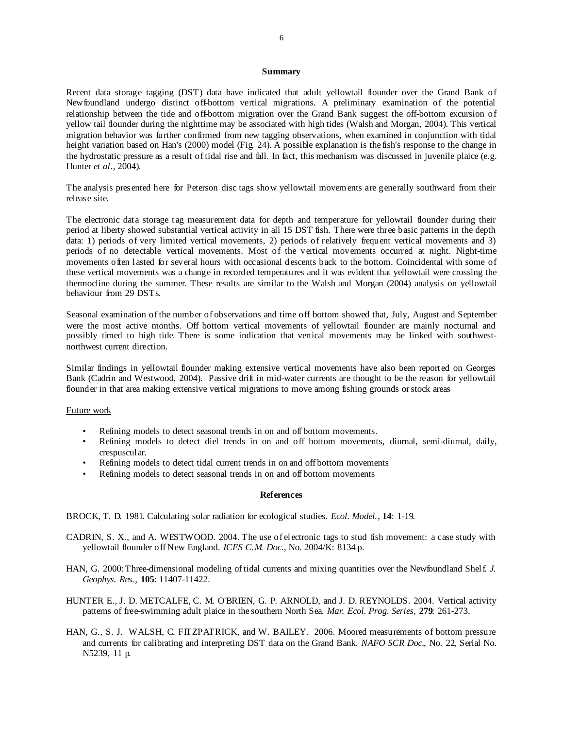## Summary

Recent data storage tagging (DST) data have indicated that adult yellowtail flounder over the Grand Bank of Newfoundland undergo distinct off-bottom vertical migrations. A preliminary examination of the potential relationship between the tide and off-bottom migration over the Grand Bank suggest the off-bottom excursion of yellow tail flounder during the nighttime may be associated with high tides (Walsh and Morgan, 2004). This vertical migration behavior was further confirmed from new tagging observations, when examined in conjunction with tidal height variation based on Han's (2000) model (Fig. 24). A possible explanation is the fish's response to the change in the hydrostatic pressure as a result of tidal rise and fall. In fact, this mechanism was discussed in juvenile plaice (e.g. Hunter *et al*., 2004).

The analysis presented here for Peterson disc tags show yellowtail movements are generally southward from their release site.

The electronic data storage tag measurement data for depth and temperature for yellowtail flounder during their period at liberty showed substantial vertical activity in all 15 DST fish. There were three basic patterns in the depth data: 1) periods of very limited vertical movements, 2) periods of relatively frequent vertical movements and 3) periods of no detectable vertical movements. Most of the vertical movements occurred at night. Night-time movements often lasted for several hours with occasional descents back to the bottom. Coincidental with some of these vertical movements was a change in recorded temperatures and it was evident that yellowtail were crossing the thermocline during the summer. These results are similar to the Walsh and Morgan (2004) analysis on yellowtail behaviour from 29 DSTs.

Seasonal examination of the number of observations and time off bottom showed that, July, August and September were the most active months. Off bottom vertical movements of yellowtail flounder are mainly nocturnal and possibly timed to high tide. There is some indication that vertical movements may be linked with southwest-northwest current direction.

Similar findings in yellowtail flounder making extensive vertical movements have also been reported on Georges Bank (Cadrin and Westwood, 2004). Passive drift in mid-water currents are thought to be the reason for yellowtail flounder in that area making extensive vertical migrations to move among fishing grounds or stock areas

Future work

- Refining models to detect seasonal trends in on and off bottom movements.
- Refining models to detect diel trends in on and off bottom movements, diurnal, semi-diurnal, daily, crespuscular.
- Refining models to detect tidal current trends in on and off bottom movements
- Refining models to detect seasonal trends in on and off bottom movements

## References

BROCK, T. D. 1981. Calculating solar radiation for ecological studies. *Ecol. Model.*, **14**: 1-19.

CADRIN, S. X., and A. WESTWOOD. 2004. The use of electronic tags to stud fish movement: a case study with yellowtail flounder off New England. *ICES C.M. Doc.*, No. 2004/K: 8134 p.

HAN, G. 2000: Three-dimensional modeling of tidal currents and mixing quantities over the Newfoundland Shelf. *J. Geophys. Res.*, **105**: 11407-11422.

HUNTER E., J. D. METCALFE, C. M. O'BRIEN, G. P. ARNOLD, and J. D. REYNOLDS. 2004. Vertical activity patterns of free-swimming adult plaice in the southern North Sea. *Mar. Ecol. Prog. Series*, **279**: 261-273.

HAN, G., S. J. WALSH, C. FITZPATRICK, and W. BAILEY. 2006. Moored measurements of bottom pressure and currents for calibrating and interpreting DST data on the Grand Bank. *NAFO SCR Doc.*, No. 22, Serial No. N5239, 11 p.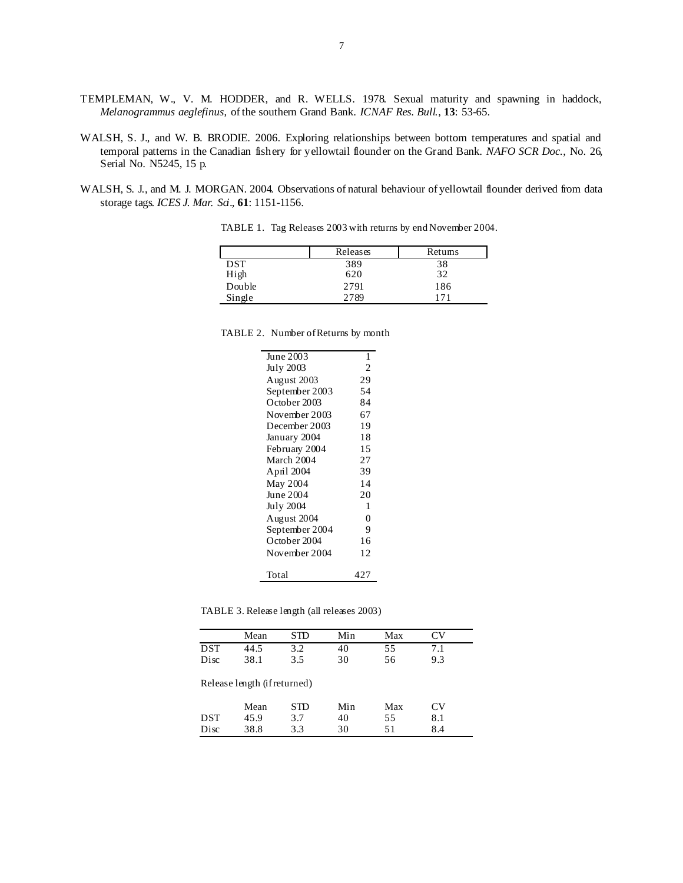TEMPLEMAN, W., V. M. HODDER, and R. WELLS. 1978. Sexual maturity and spawning in haddock, *Melanogrammus aeglefinus*, of the southern Grand Bank. *ICNAF Res. Bull.*, **13**: 53-65.

WALSH, S. J., and W. B. BRODIE. 2006. Exploring relationships between bottom temperatures and spatial and temporal patterns in the Canadian fishery for yellowtail flounder on the Grand Bank. *NAFO SCR Doc.*, No. 26, Serial No. N5245, 15 p.

WALSH, S. J., and M. J. MORGAN. 2004. Observations of natural behaviour of yellowtail flounder derived from data storage tags. *ICES J. Mar. Sci.*, **61**: 1151-1156.

TABLE 1. Tag Releases 2003 with returns by end November 2004.

| | Releases | Returns |
|---|---|---|
| DST | 389 | 38 |
| High | 620 | 32 |
| Double | 2791 | 186 |
| Single | 2789 | 171 |

TABLE 2. Number of Returns by month

| Month | Returns |
|---|---|
| June 2003 | 1 |
| July 2003 | 2 |
| August 2003 | 29 |
| September 2003 | 54 |
| October 2003 | 84 |
| November 2003 | 67 |
| December 2003 | 19 |
| January 2004 | 18 |
| February 2004 | 15 |
| March 2004 | 27 |
| April 2004 | 39 |
| May 2004 | 14 |
| June 2004 | 20 |
| July 2004 | 1 |
| August 2004 | 0 |
| September 2004 | 9 |
| October 2004 | 16 |
| November 2004 | 12 |
| Total | 427 |

TABLE 3. Release length (all releases 2003)

| | Mean | STD | Min | Max | CV |
|---|---|---|---|---|---|
| DST | 44.5 | 3.2 | 40 | 55 | 7.1 |
| Disc | 38.1 | 3.5 | 30 | 56 | 9.3 |

Release length (if returned)

| | Mean | STD | Min | Max | CV |
|---|---|---|---|---|---|
| DST | 45.9 | 3.7 | 40 | 55 | 8.1 |
| Disc | 38.8 | 3.3 | 30 | 51 | 8.4 |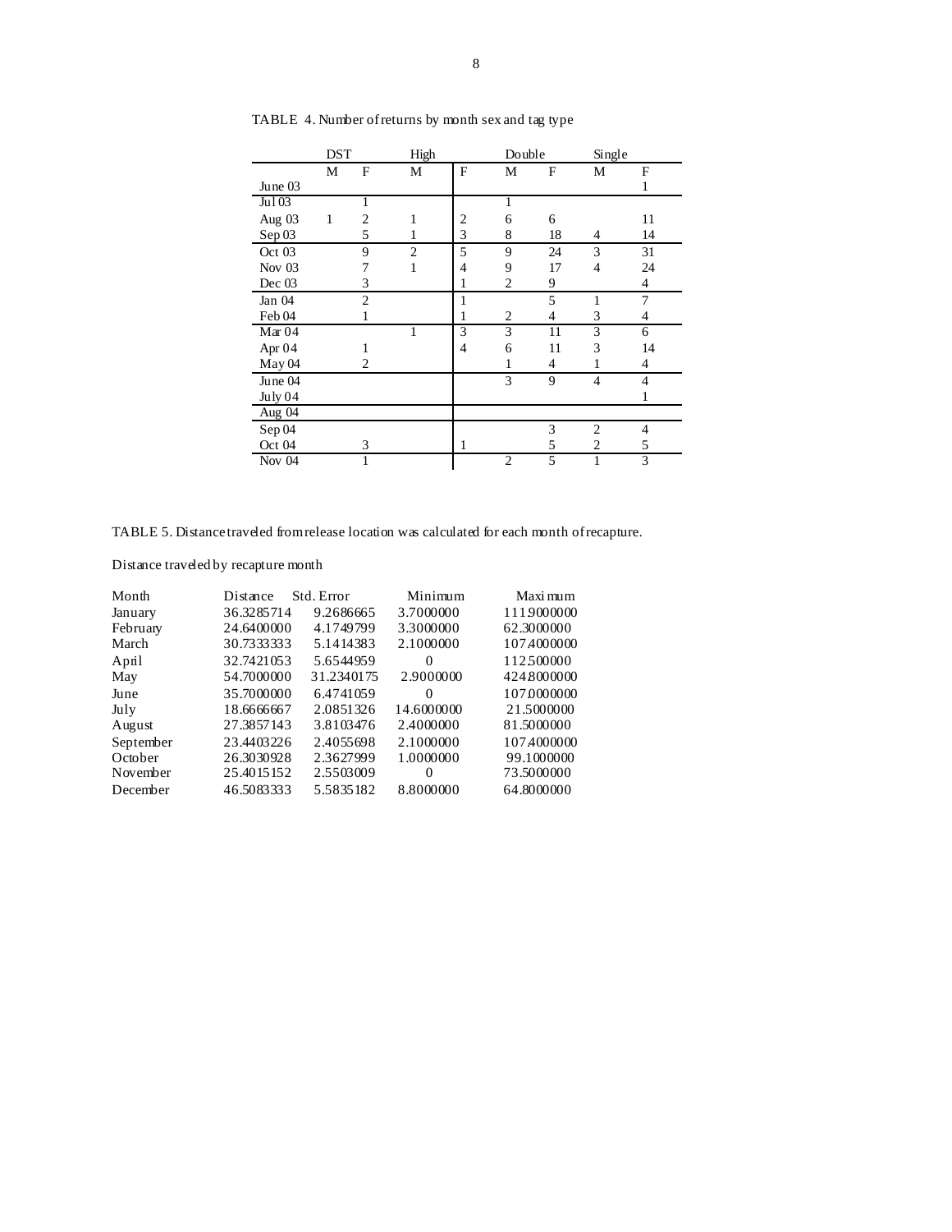TABLE 4. Number of returns by month sex and tag type

| | DST | | High | | Double | | Single | |
|---|---|---|---|---|---|---|---|---|
| | M | F | M | F | M | F | M | F |
| June 03 | | | | | | | | 1 |
| Jul 03 | | 1 | | | 1 | | | |
| Aug 03 | 1 | 2 | 1 | 2 | 6 | 6 | | 11 |
| Sep 03 | | 5 | 1 | 3 | 8 | 18 | 4 | 14 |
| Oct 03 | | 9 | 2 | 5 | 9 | 24 | 3 | 31 |
| Nov 03 | | 7 | 1 | 4 | 9 | 17 | 4 | 24 |
| Dec 03 | | 3 | | 1 | 2 | 9 | | 4 |
| Jan 04 | | 2 | | 1 | | 5 | 1 | 7 |
| Feb 04 | | 1 | | 1 | 2 | 4 | 3 | 4 |
| Mar 04 | | | 1 | 3 | 3 | 11 | 3 | 6 |
| Apr 04 | | 1 | | 4 | 6 | 11 | 3 | 14 |
| May 04 | | 2 | | | 1 | 4 | 1 | 4 |
| June 04 | | | | | 3 | 9 | 4 | 4 |
| July 04 | | | | | | | | 1 |
| Aug 04 | | | | | | | | |
| Sep 04 | | | | | | 3 | 2 | 4 |
| Oct 04 | | 3 | | 1 | | 5 | 2 | 5 |
| Nov 04 | | 1 | | | 2 | 5 | 1 | 3 |

TABLE 5. Distance traveled from release location was calculated for each month of recapture.

Distance traveled by recapture month

| Month | Distance | Std. Error | Minimum | Maximum |
|---|---|---|---|---|
| January | 36.3285714 | 9.2686665 | 3.7000000 | 111.9000000 |
| February | 24.6400000 | 4.1749799 | 3.3000000 | 62.3000000 |
| March | 30.7333333 | 5.1414383 | 2.1000000 | 107.4000000 |
| April | 32.7421053 | 5.6544959 | 0 | 112.500000 |
| May | 54.7000000 | 31.2340175 | 2.9000000 | 424.8000000 |
| June | 35.7000000 | 6.4741059 | 0 | 107.0000000 |
| July | 18.6666667 | 2.0851326 | 14.6000000 | 21.5000000 |
| August | 27.3857143 | 3.8103476 | 2.4000000 | 81.5000000 |
| September | 23.4403226 | 2.4055698 | 2.1000000 | 107.4000000 |
| October | 26.3030928 | 2.3627999 | 1.0000000 | 99.1000000 |
| November | 25.4015152 | 2.5503009 | 0 | 73.5000000 |
| December | 46.5083333 | 5.5835182 | 8.8000000 | 64.8000000 |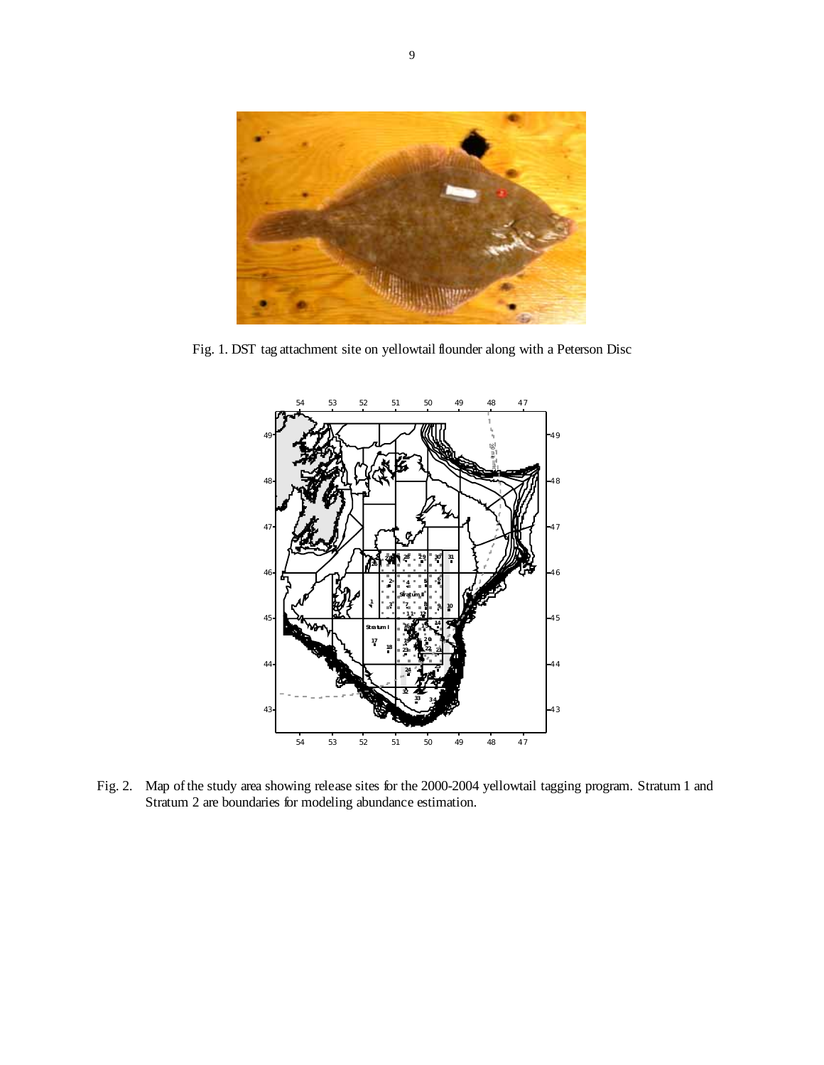Fig. 1. DST tag attachment site on yellowtail flounder along with a Peterson Disc

Fig. 2. Map of the study area showing release sites for the 2000-2004 yellowtail tagging program. Stratum 1 and Stratum 2 are boundaries for modeling abundance estimation.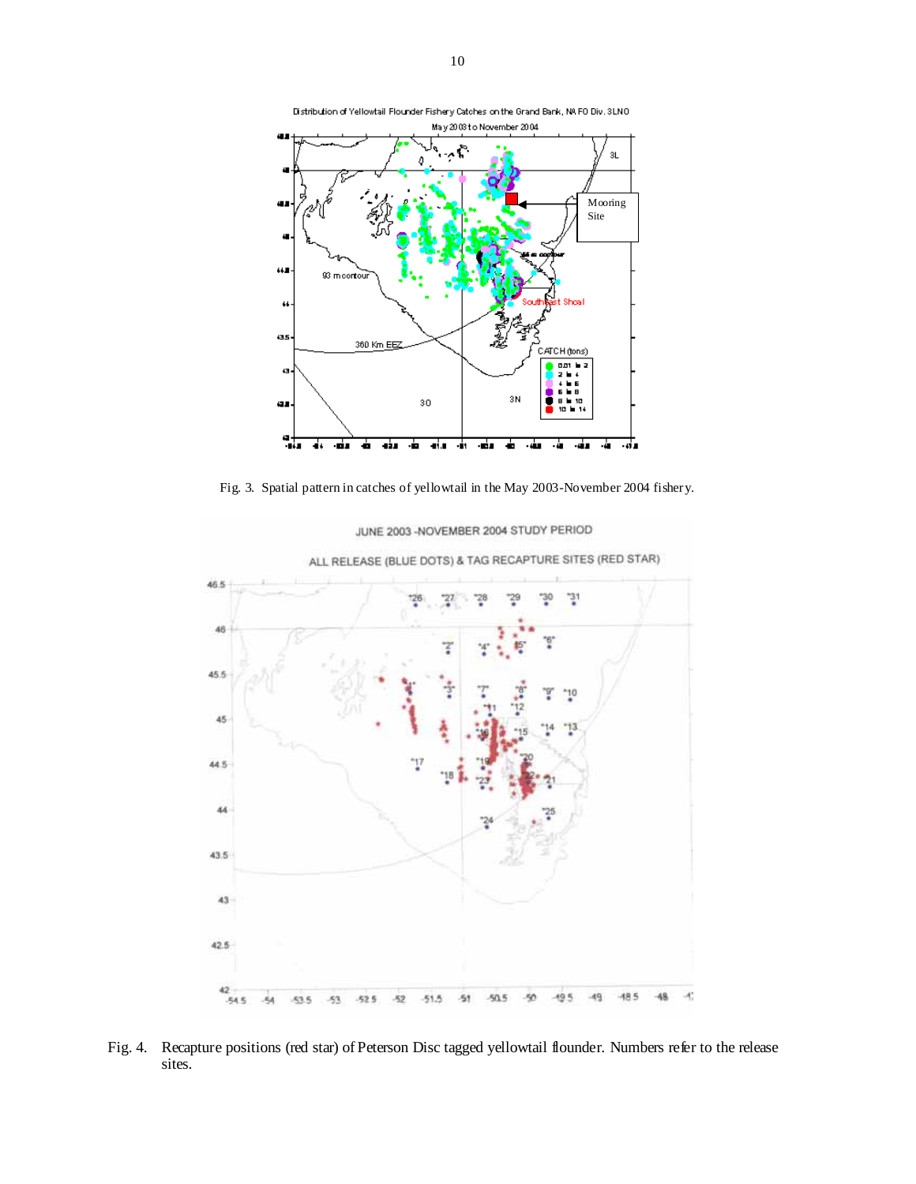Fig. 3. Spatial pattern in catches of yellowtail in the May 2003-November 2004 fishery.

Fig. 4. Recapture positions (red star) of Peterson Disc tagged yellowtail flounder. Numbers refer to the release sites.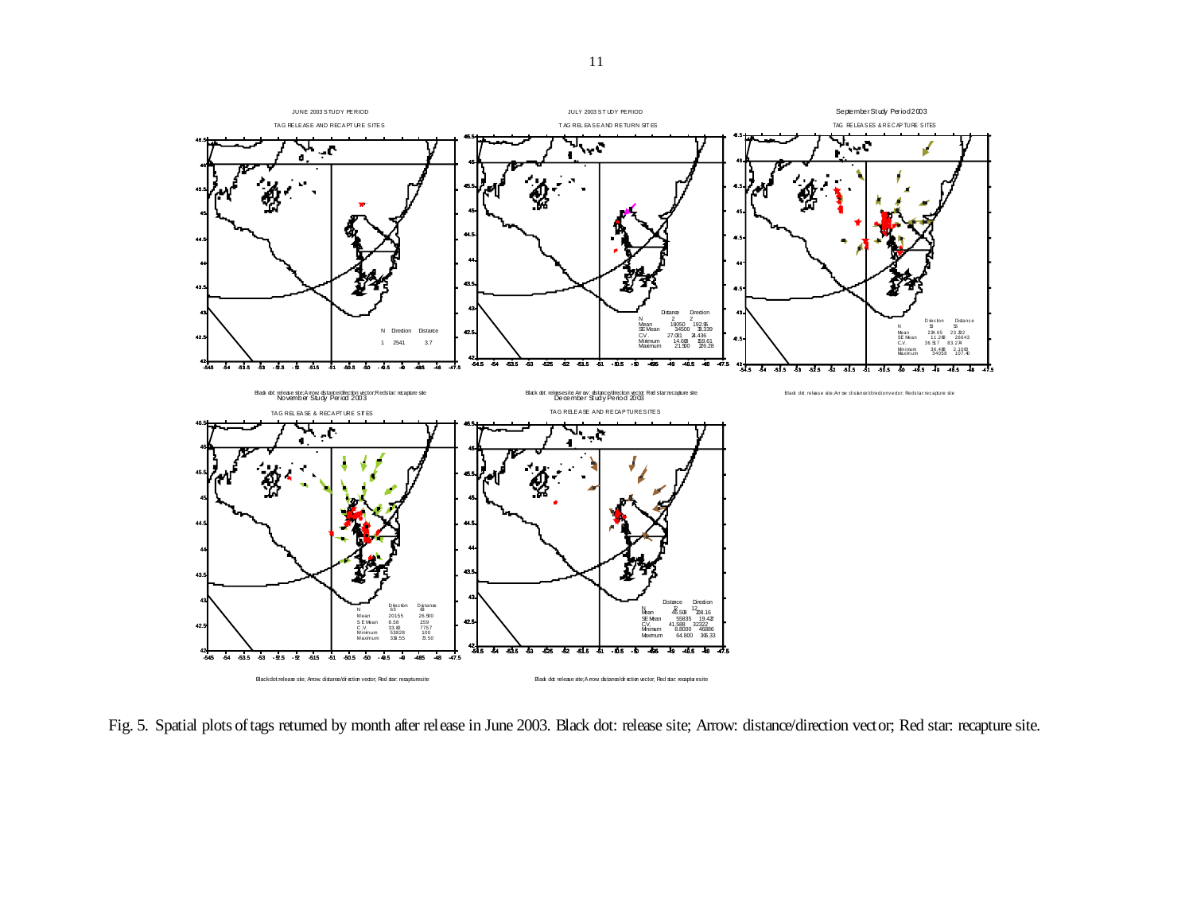Fig. 5. Spatial plots of tags returned by month after release in June 2003. Black dot: release site; Arrow: distance/direction vector; Red star: recapture site.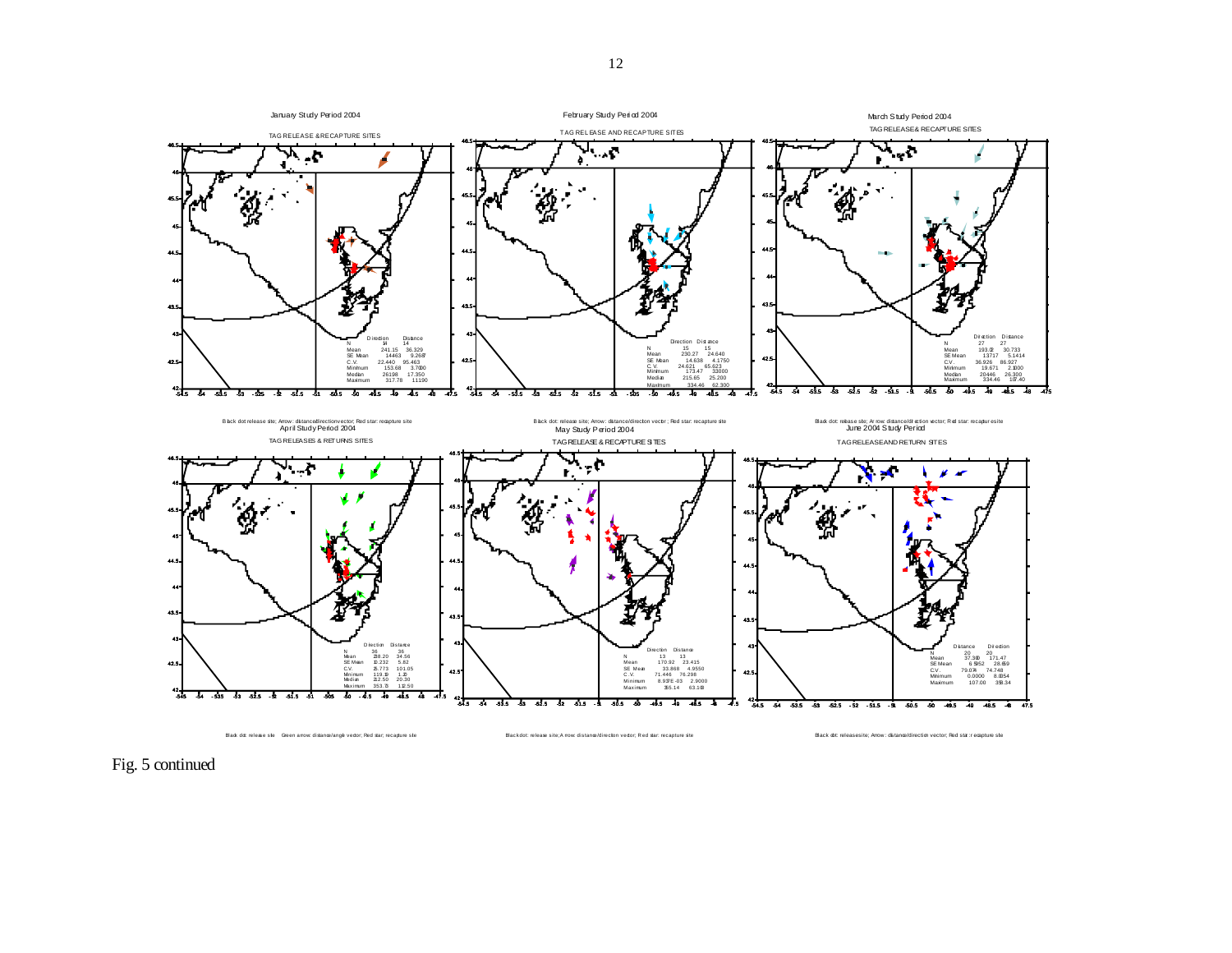January Study Period 2004

TAG RELEASE & RECAPTURE SITES

| | Direction | Distance |
|---|---|---|
| N | 14 | 14 |
| Mean | 241.15 | 36.329 |
| SE Mean | 14.463 | 9.2687 |
| C.V. | 22.440 | 95.463 |
| Minimum | 153.68 | 3.7000 |
| Median | 261.98 | 17.350 |
| Maximum | 317.78 | 111.90 |

Black dot release site; Arrow: distance/direction vector; Red star: recapture site

February Study Period 2004

TAG RELEASE AND RECAPTURE SITES

| | Direction | Distance |
|---|---|---|
| N | 15 | 15 |
| Mean | 230.27 | 24.640 |
| SE Mean | 14.638 | 4.1750 |
| C.V. | 24.621 | 65.623 |
| Minimum | 173.47 | 3.3000 |
| Median | 215.65 | 25.200 |
| Maximum | 334.46 | 62.300 |

Black dot: release site; Arrow: distance/direction vector; Red star: recapture site

March Study Period 2004

TAG RELEASE & RECAPTURE SITES

| | Direction | Distance |
|---|---|---|
| N | 27 | 27 |
| Mean | 193.02 | 30.733 |
| SE Mean | 13.717 | 5.1414 |
| C.V. | 36.926 | 86.927 |
| Minimum | 19.671 | 2.1000 |
| Median | 204.46 | 26.300 |
| Maximum | 334.46 | 107.40 |

Black dot: release site; Arrow: distance/direction vector; Red star: recapture site

April Study Period 2004

TAG RELEASES & RETURNS SITES

| | Direction | Distance |
|---|---|---|
| N | 36 | 36 |
| Mean | 238.20 | 34.56 |
| SE Mean | 10.232 | 5.82 |
| C.V. | 25.773 | 101.05 |
| Minimum | 119.19 | 1.20 |
| Median | 232.50 | 20.30 |
| Maximum | 353.73 | 132.50 |

Black dot: release site Green arrow: distance/angle vector; Red star: recapture site

May Study Period 2004

TAG RELEASE & RECAPTURE SITES

| | Direction | Distance |
|---|---|---|
| N | 13 | 13 |
| Mean | 170.92 | 23.415 |
| SE Mean | 33.868 | 4.9550 |
| C.V. | 71.446 | 76.298 |
| Minimum | 8.937E-03 | 2.9000 |
| Maximum | 355.14 | 63.100 |

Black dot: release site; Arrow: distance/direction vector; Red star: recapture site

June 2004 Study Period

TAG RELEASE AND RETURN SITES

| | Distance | Direction |
|---|---|---|
| N | 20 | 20 |
| Mean | 37.380 | 171.47 |
| SE Mean | 6.5952 | 28.659 |
| C.V. | 79.074 | 74.748 |
| Minimum | 0.0000 | 8.0054 |
| Maximum | 107.00 | 358.34 |

Black dot: release site; Arrow: distance/direction vector; Red star: recapture site

Fig. 5 continued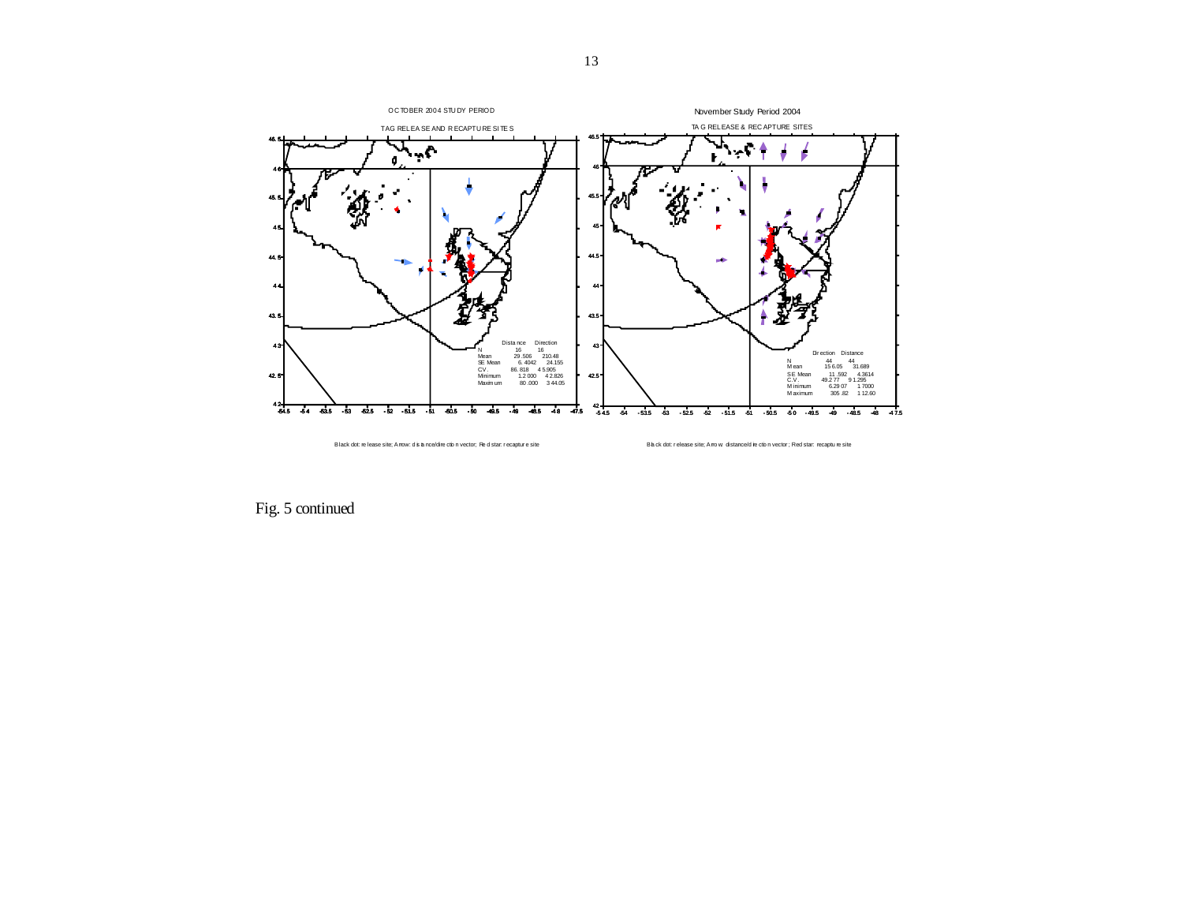OCTOBER 2004 STUDY PERIOD

TAG RELEASE AND RECAPTURE SITES

| | Distance | Direction |
|---|---|---|
| N | 16 | 16 |
| Mean | 29.506 | 210.48 |
| SE Mean | 6.4042 | 24.155 |
| C.V. | 86.818 | 45.905 |
| Minimum | 1.2000 | 42.826 |
| Maximum | 80.000 | 344.05 |

Black dot: release site; Arrow: distance/direction vector; Red star: recapture site

November Study Period 2004

TAG RELEASE & RECAPTURE SITES

| | Direction | Distance |
|---|---|---|
| N | 44 | 44 |
| Mean | 156.05 | 31.689 |
| SE Mean | 11.592 | 4.3614 |
| C.V. | 49.277 | 91.295 |
| Minimum | 6.2907 | 1.7000 |
| Maximum | 305.82 | 112.60 |

Black dot: release site; Arrow: distance/direction vector; Red star: recapture site

Fig. 5 continued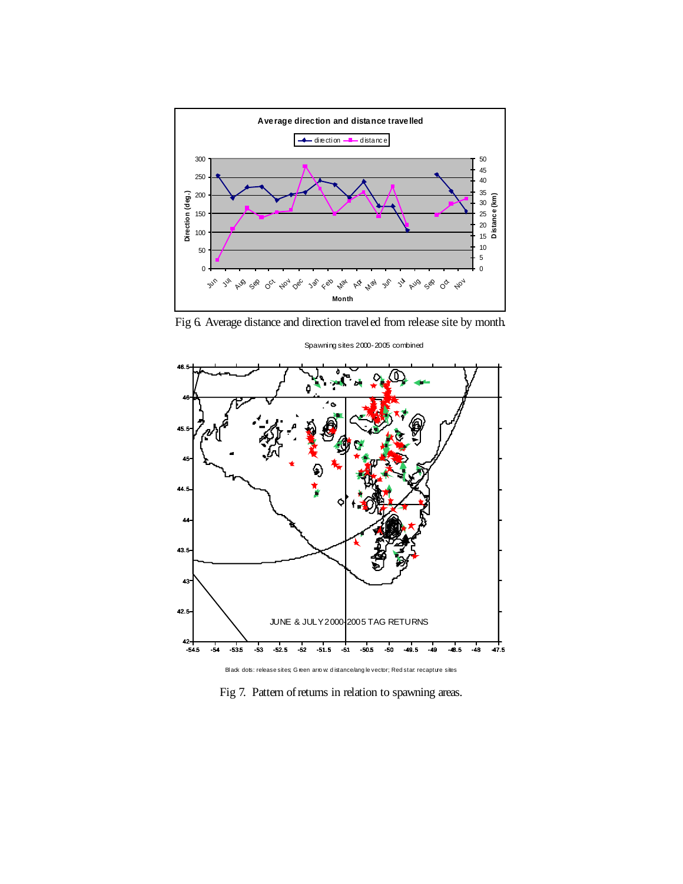Fig 6. Average distance and direction traveled from release site by month.

Fig 7. Pattern of returns in relation to spawning areas.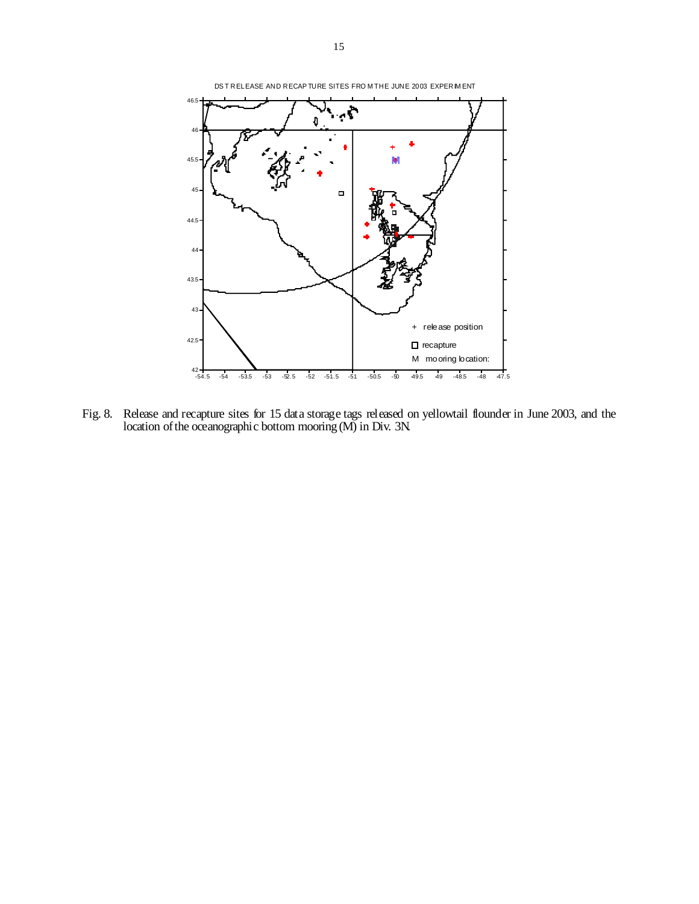Fig. 8. Release and recapture sites for 15 data storage tags released on yellowtail flounder in June 2003, and the location of the oceanographic bottom mooring (M) in Div. 3N.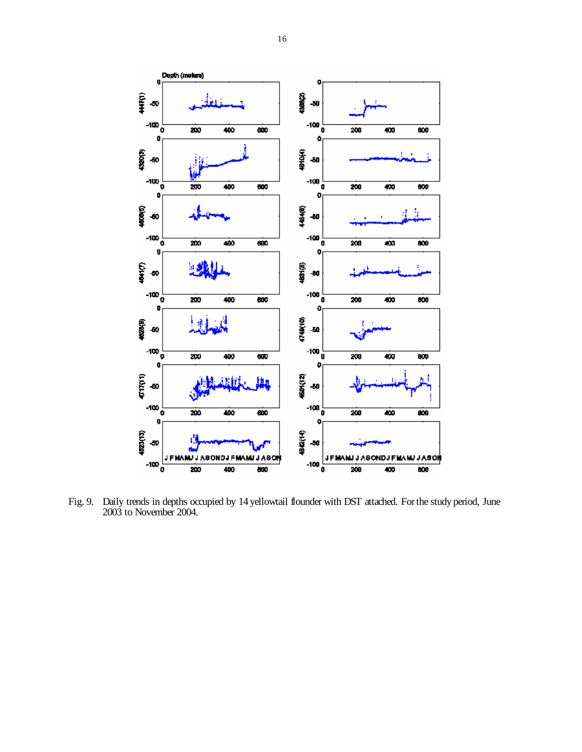Fig. 9. Daily trends in depths occupied by 14 yellowtail flounder with DST attached. For the study period, June 2003 to November 2004.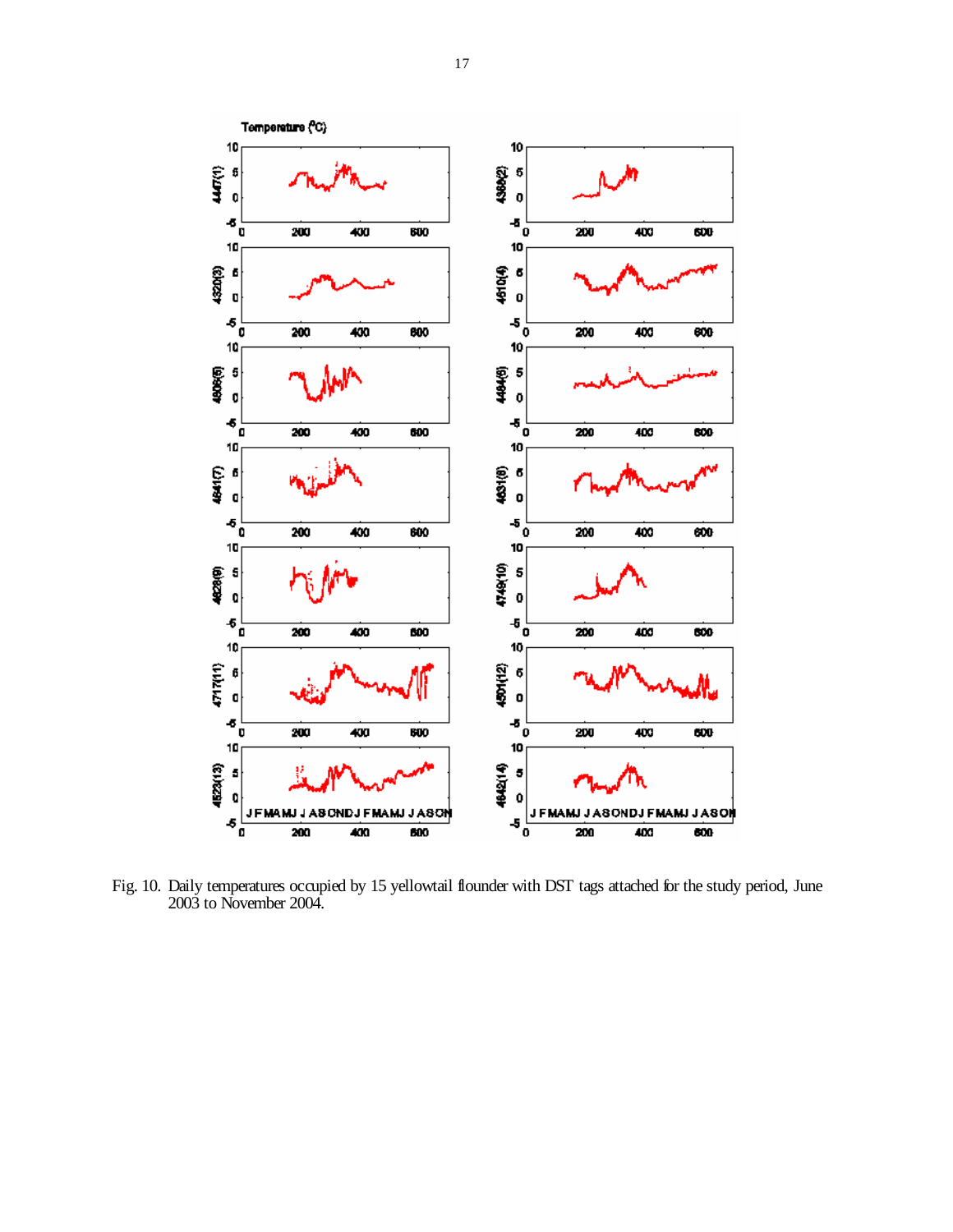Fig. 10. Daily temperatures occupied by 15 yellowtail flounder with DST tags attached for the study period, June 2003 to November 2004.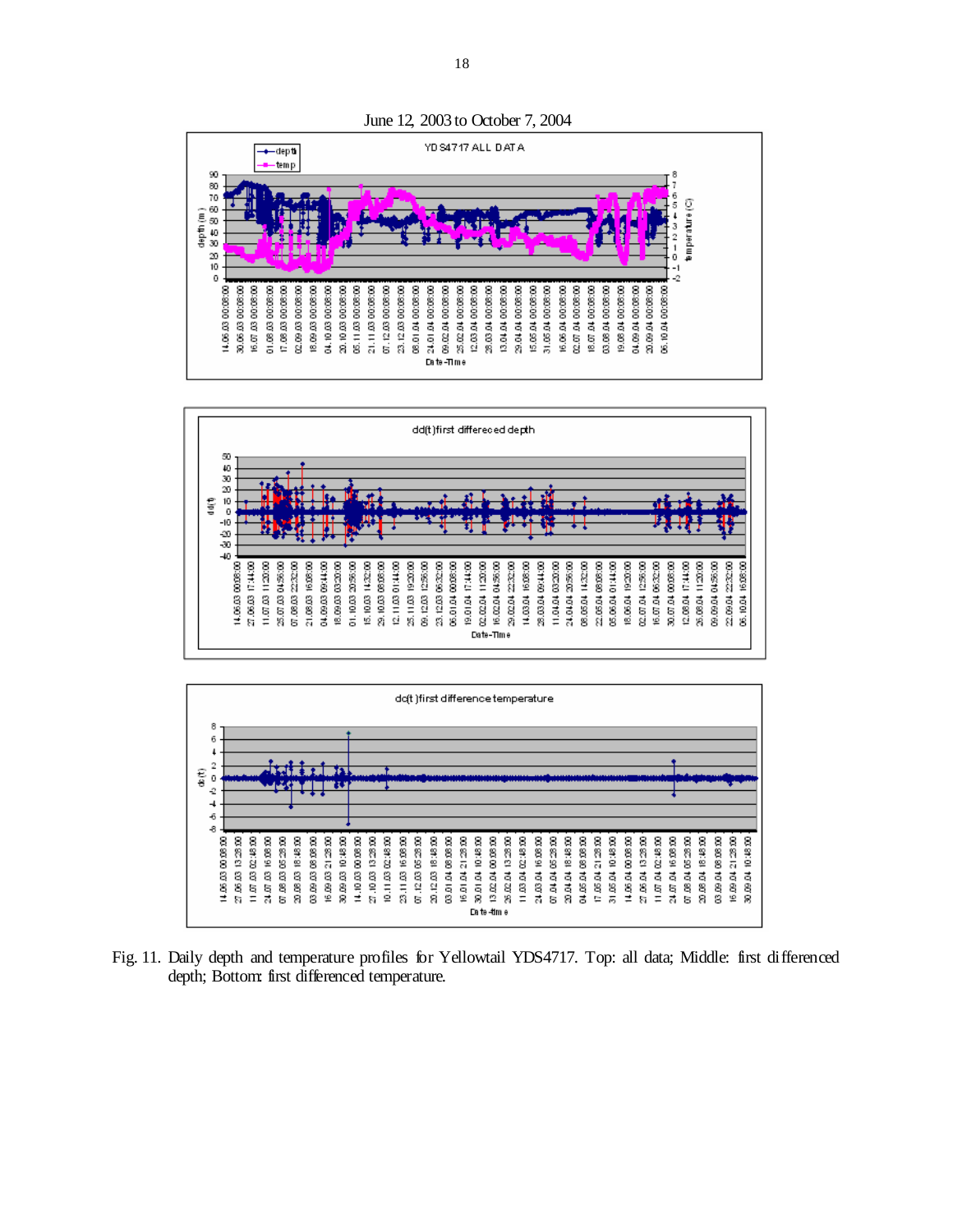June 12, 2003 to October 7, 2004

Fig. 11. Daily depth and temperature profiles for Yellowtail YDS4717. Top: all data; Middle: first differenced depth; Bottom: first differenced temperature.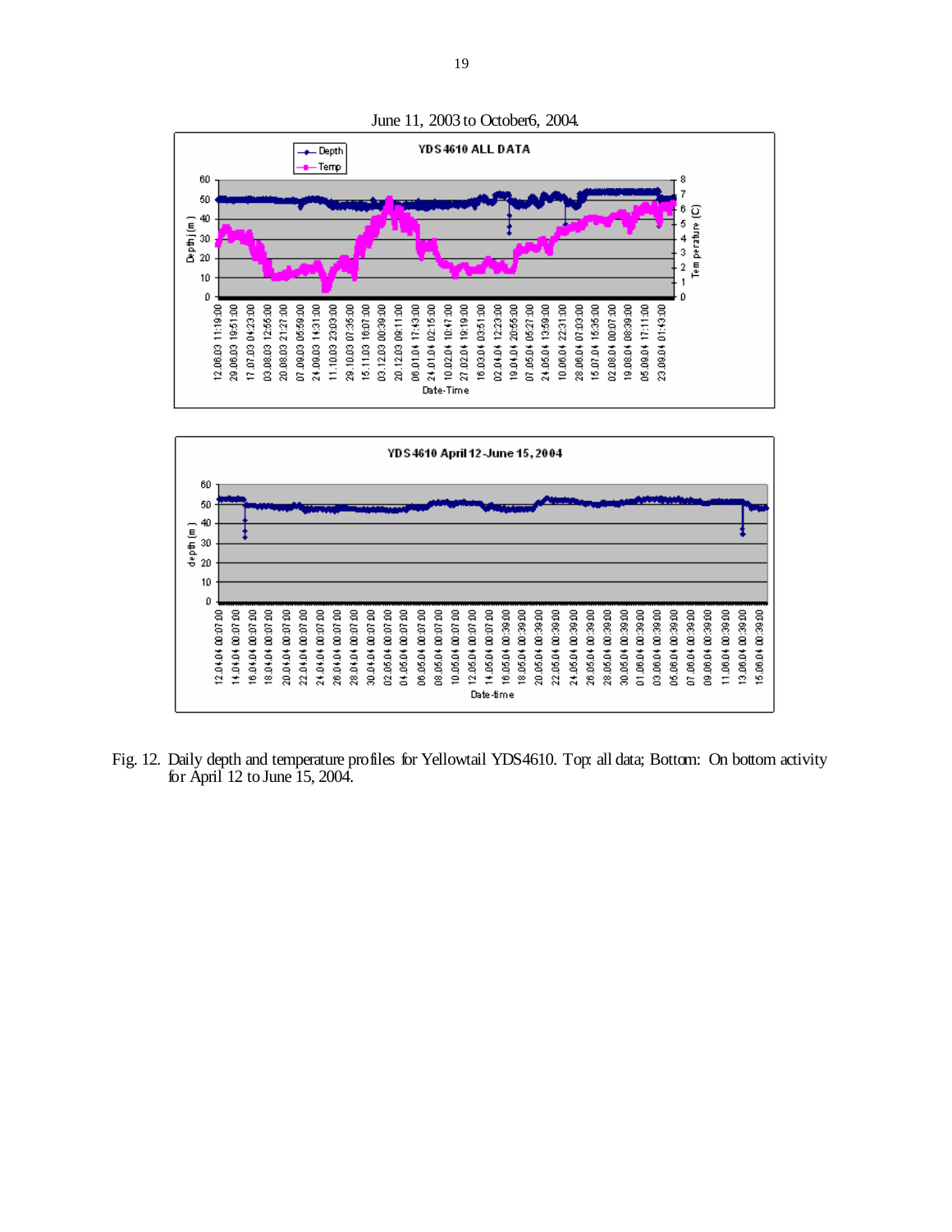June 11, 2003 to October6, 2004.

Fig. 12. Daily depth and temperature profiles for Yellowtail YDS4610. Top: all data; Bottom: On bottom activity for April 12 to June 15, 2004.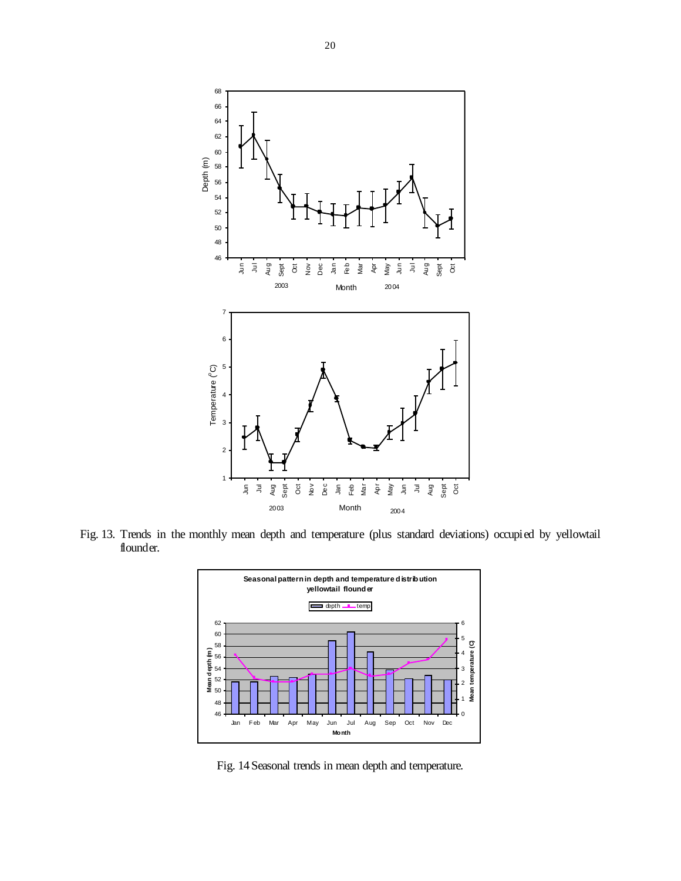Fig. 13. Trends in the monthly mean depth and temperature (plus standard deviations) occupied by yellowtail flounder.

Fig. 14 Seasonal trends in mean depth and temperature.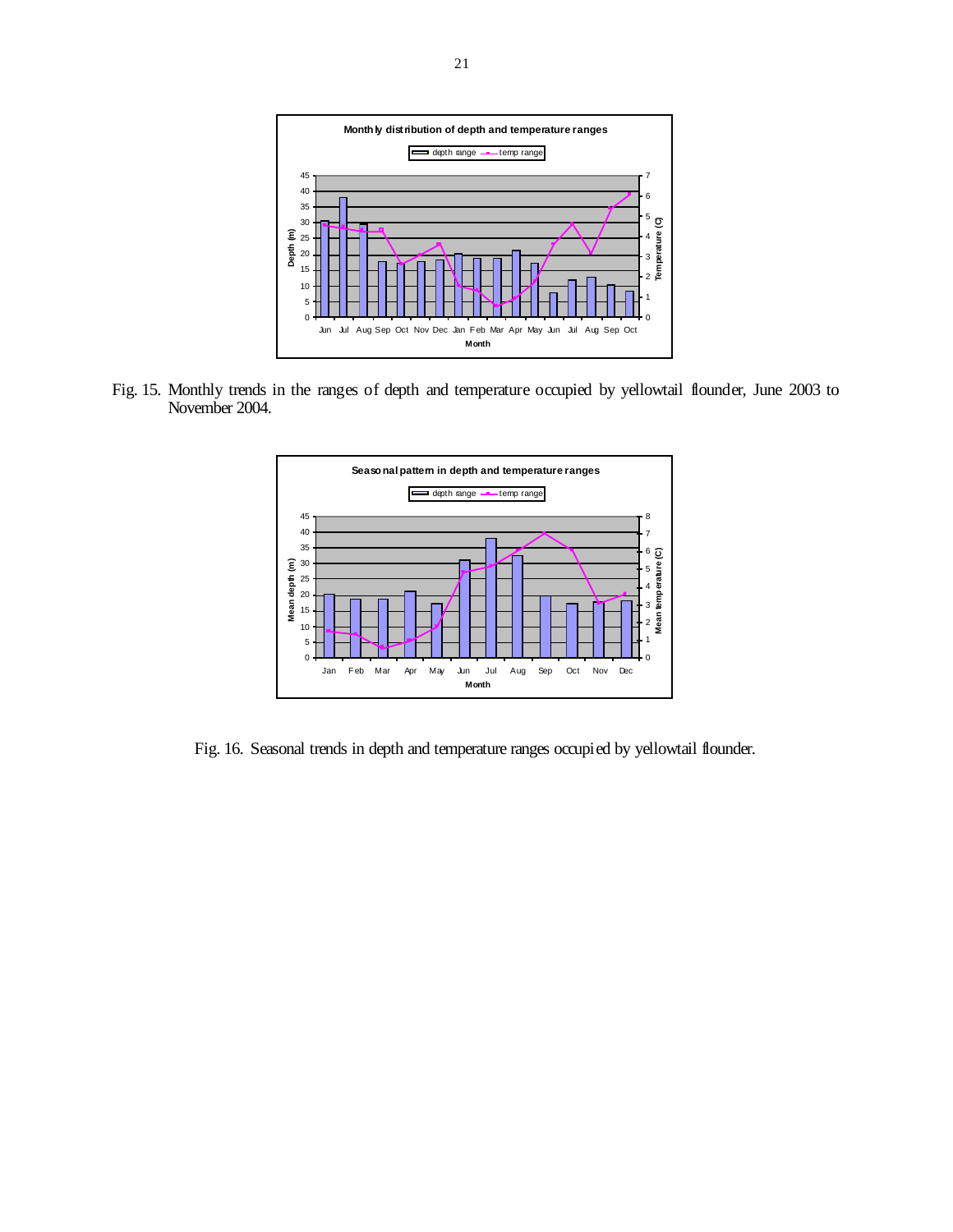Fig. 15. Monthly trends in the ranges of depth and temperature occupied by yellowtail flounder, June 2003 to November 2004.

Fig. 16. Seasonal trends in depth and temperature ranges occupied by yellowtail flounder.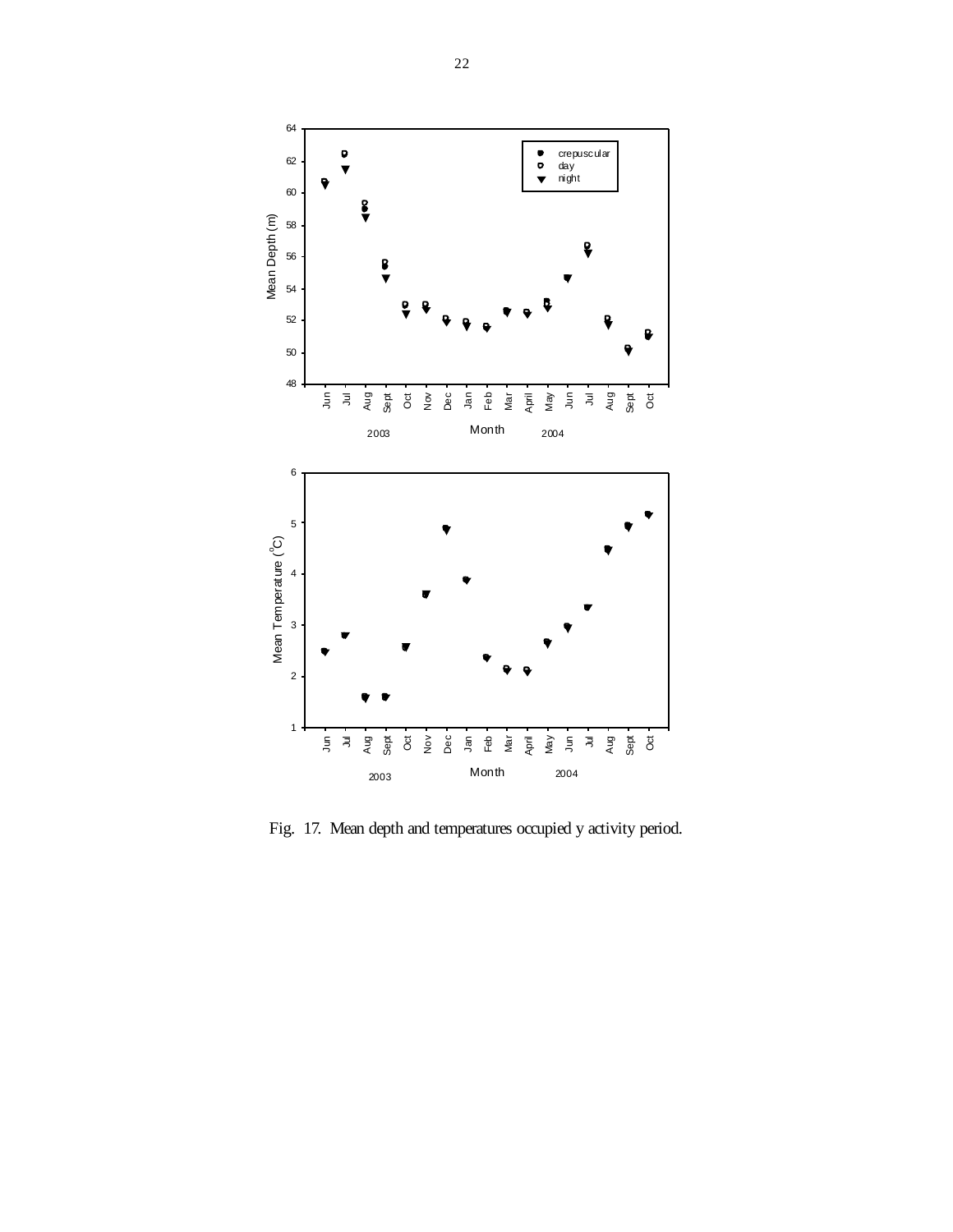Fig. 17. Mean depth and temperatures occupied y activity period.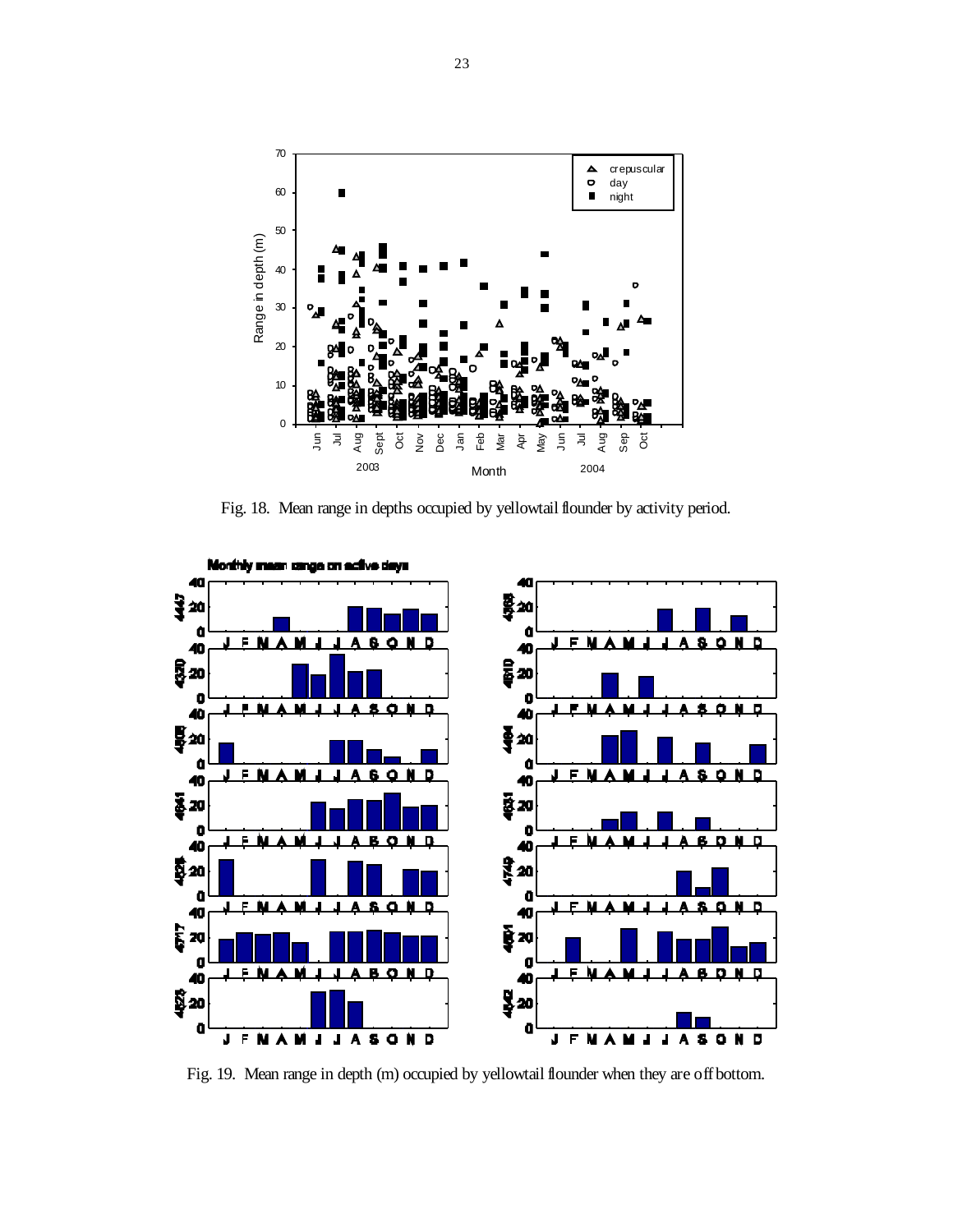Fig. 18. Mean range in depths occupied by yellowtail flounder by activity period.

Fig. 19. Mean range in depth (m) occupied by yellowtail flounder when they are off bottom.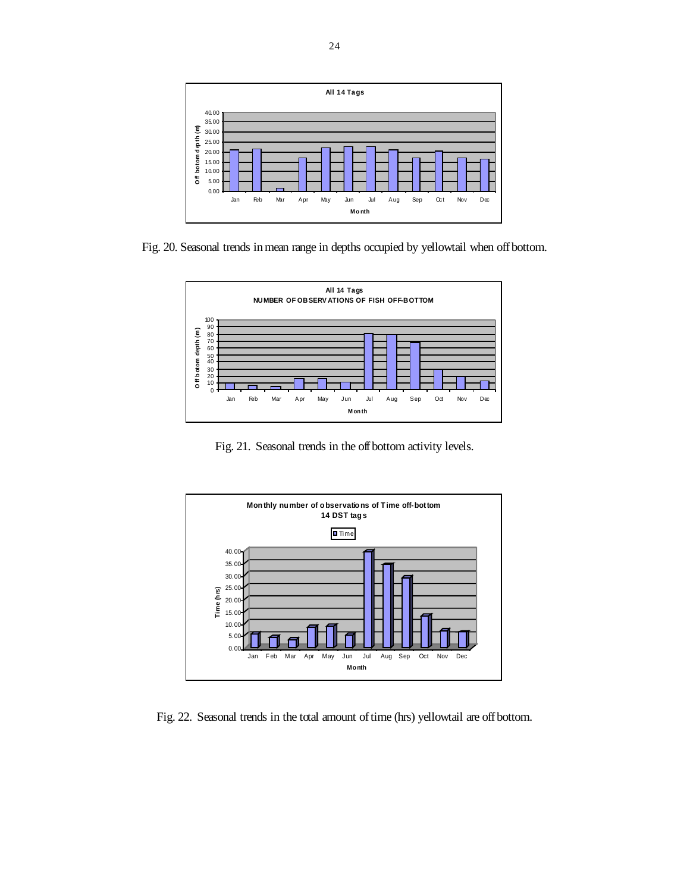Fig. 20. Seasonal trends in mean range in depths occupied by yellowtail when off bottom.

Fig. 21. Seasonal trends in the off bottom activity levels.

Fig. 22. Seasonal trends in the total amount of time (hrs) yellowtail are off bottom.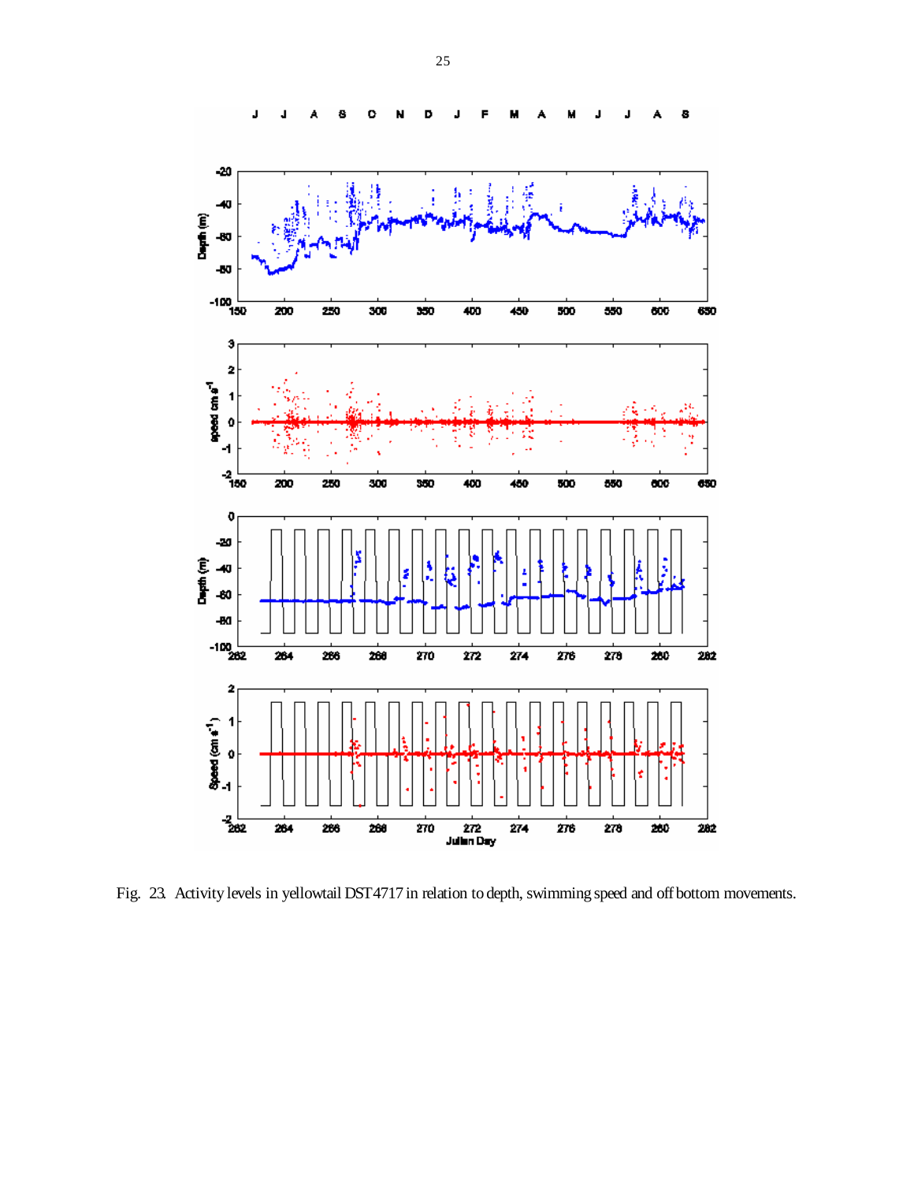Fig. 23. Activity levels in yellowtail DST4717 in relation to depth, swimming speed and off bottom movements.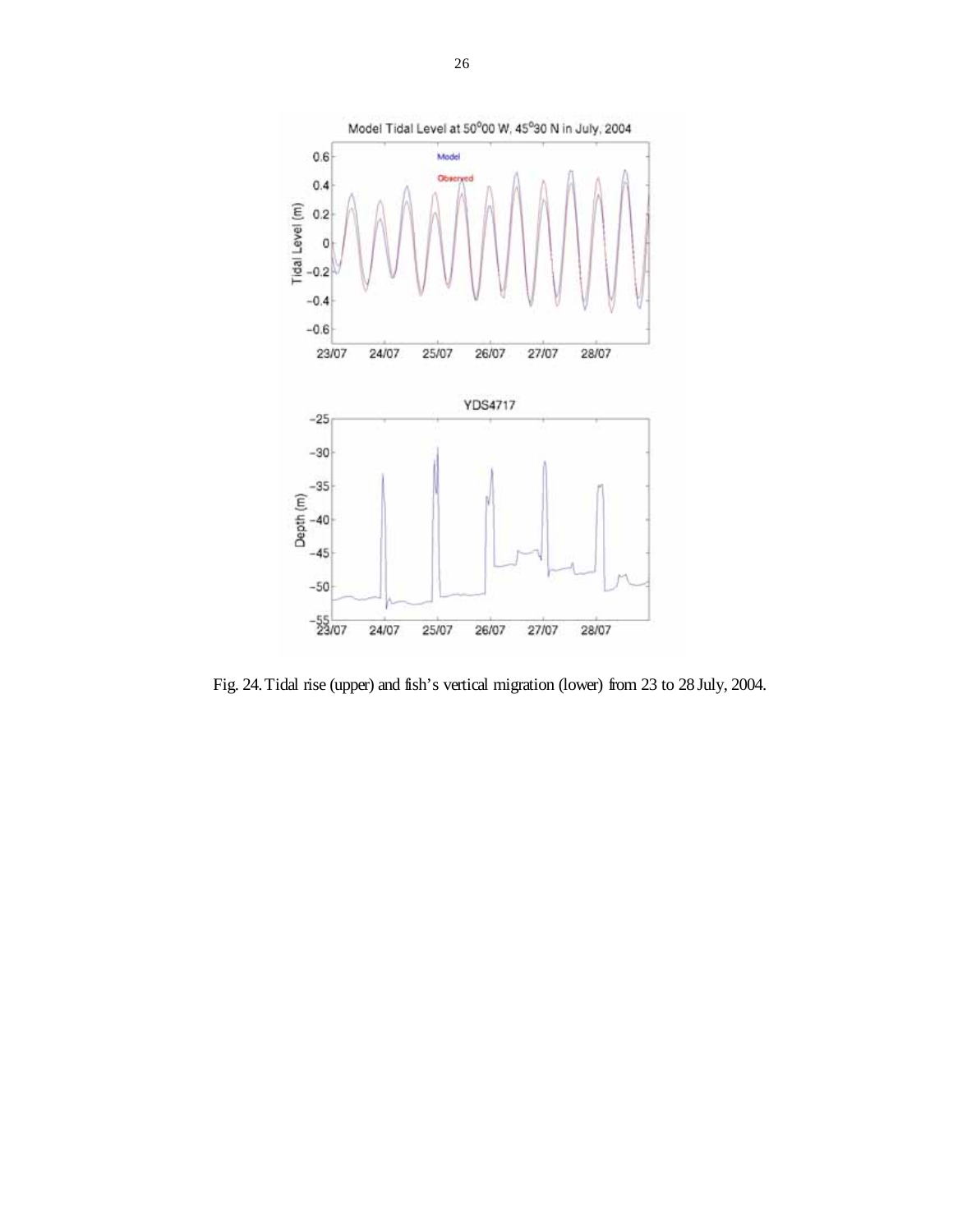Fig. 24. Tidal rise (upper) and fish's vertical migration (lower) from 23 to 28 July, 2004.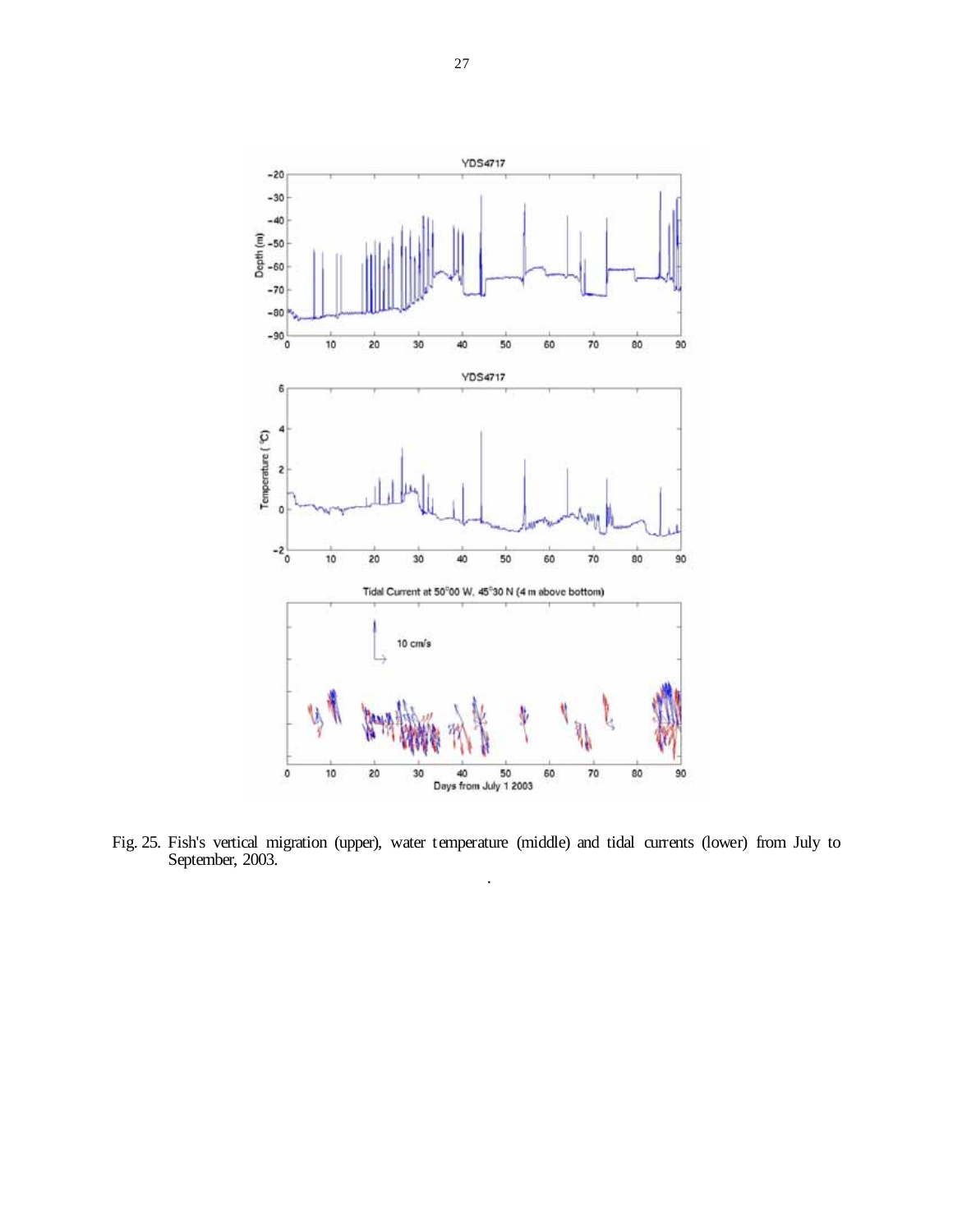Fig. 25. Fish's vertical migration (upper), water temperature (middle) and tidal currents (lower) from July to September, 2003.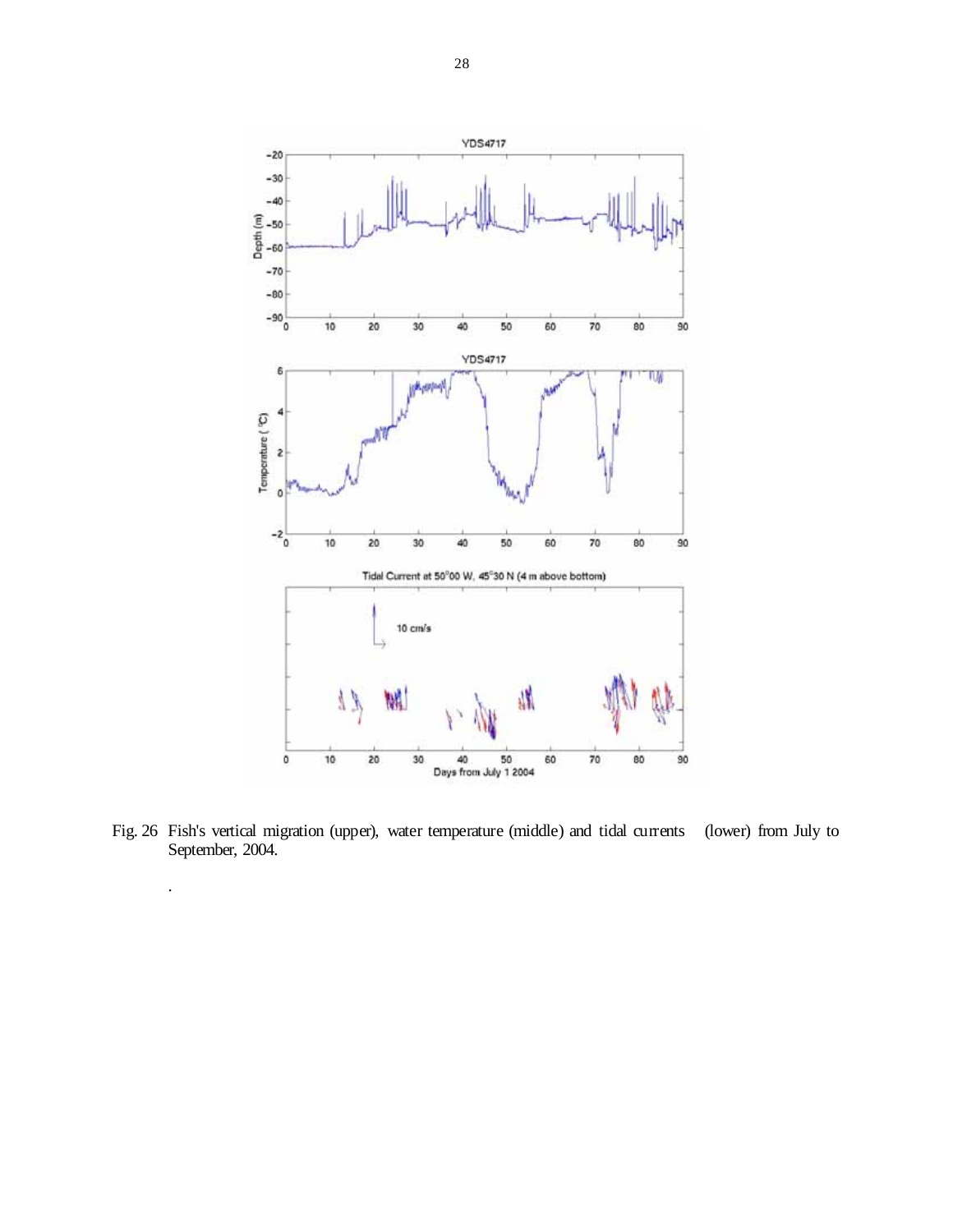YDS4717

Depth (m)

-20
-30
-40
-50
-60
-70
-80
-90

0 10 20 30 40 50 60 70 80 90

YDS4717

Temperature (°C)

6
4
2
0
-2

0 10 20 30 40 50 60 70 80 90

Tidal Current at 50°00 W, 45°30 N (4 m above bottom)

10 cm/s

0 10 20 30 40 50 60 70 80 90

Days from July 1 2004

Fig. 26 Fish's vertical migration (upper), water temperature (middle) and tidal currents (lower) from July to September, 2004.